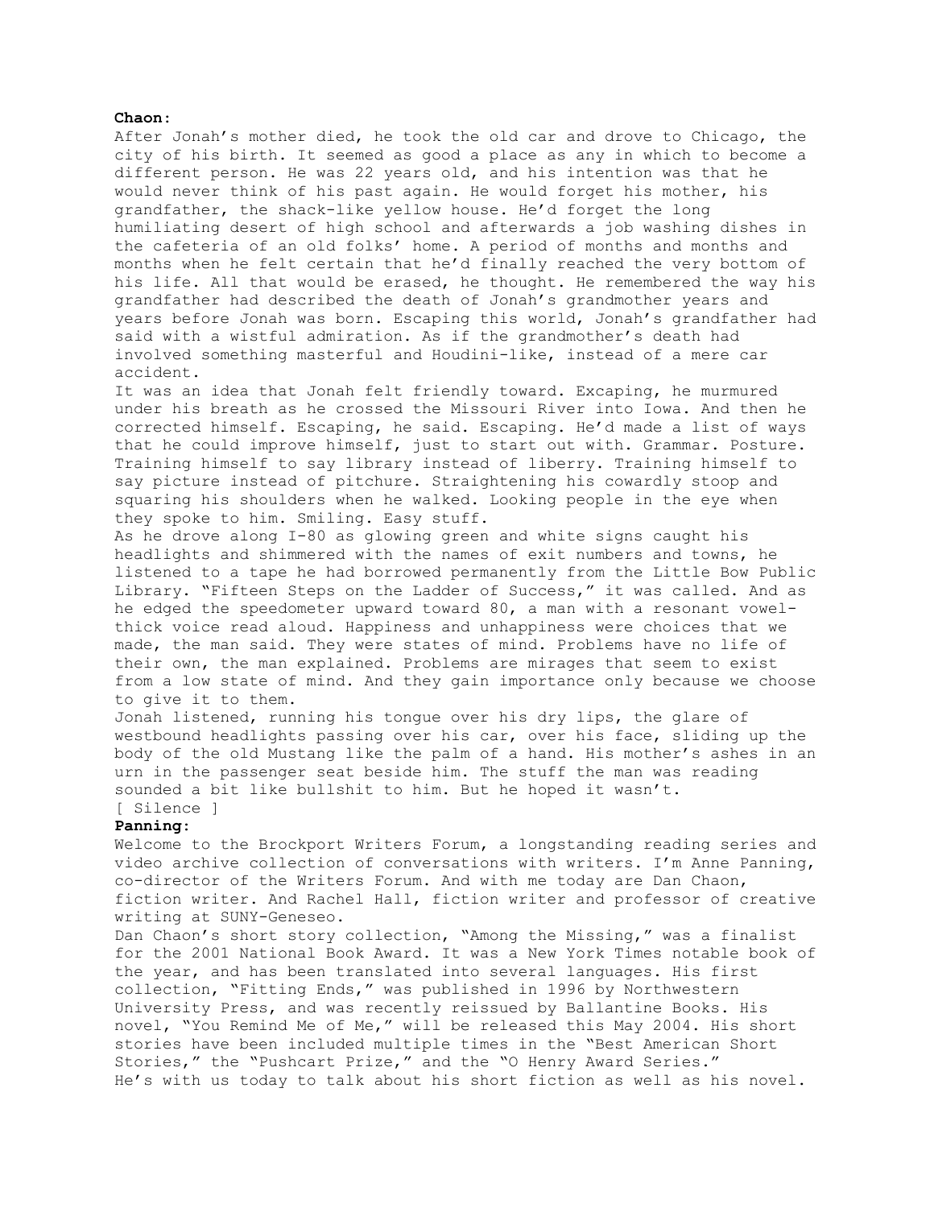**Chaon:**

After Jonah's mother died, he took the old car and drove to Chicago, the city of his birth. It seemed as good a place as any in which to become a different person. He was 22 years old, and his intention was that he would never think of his past again. He would forget his mother, his grandfather, the shack-like yellow house. He'd forget the long humiliating desert of high school and afterwards a job washing dishes in the cafeteria of an old folks' home. A period of months and months and months when he felt certain that he'd finally reached the very bottom of his life. All that would be erased, he thought. He remembered the way his grandfather had described the death of Jonah's grandmother years and years before Jonah was born. Escaping this world, Jonah's grandfather had said with a wistful admiration. As if the grandmother's death had involved something masterful and Houdini-like, instead of a mere car accident.

It was an idea that Jonah felt friendly toward. Excaping, he murmured under his breath as he crossed the Missouri River into Iowa. And then he corrected himself. Escaping, he said. Escaping. He'd made a list of ways that he could improve himself, just to start out with. Grammar. Posture. Training himself to say library instead of liberry. Training himself to say picture instead of pitchure. Straightening his cowardly stoop and squaring his shoulders when he walked. Looking people in the eye when they spoke to him. Smiling. Easy stuff.

As he drove along I-80 as glowing green and white signs caught his headlights and shimmered with the names of exit numbers and towns, he listened to a tape he had borrowed permanently from the Little Bow Public Library. "Fifteen Steps on the Ladder of Success," it was called. And as he edged the speedometer upward toward 80, a man with a resonant vowel-thick voice read aloud. Happiness and unhappiness were choices that we made, the man said. They were states of mind. Problems have no life of their own, the man explained. Problems are mirages that seem to exist from a low state of mind. And they gain importance only because we choose to give it to them.

Jonah listened, running his tongue over his dry lips, the glare of westbound headlights passing over his car, over his face, sliding up the body of the old Mustang like the palm of a hand. His mother's ashes in an urn in the passenger seat beside him. The stuff the man was reading sounded a bit like bullshit to him. But he hoped it wasn't.

[ Silence ]

**Panning:**

Welcome to the Brockport Writers Forum, a longstanding reading series and video archive collection of conversations with writers. I'm Anne Panning, co-director of the Writers Forum. And with me today are Dan Chaon, fiction writer. And Rachel Hall, fiction writer and professor of creative writing at SUNY-Geneseo.

Dan Chaon's short story collection, "Among the Missing," was a finalist for the 2001 National Book Award. It was a New York Times notable book of the year, and has been translated into several languages. His first collection, "Fitting Ends," was published in 1996 by Northwestern University Press, and was recently reissued by Ballantine Books. His novel, "You Remind Me of Me," will be released this May 2004. His short stories have been included multiple times in the "Best American Short Stories," the "Pushcart Prize," and the "O Henry Award Series."

He's with us today to talk about his short fiction as well as his novel.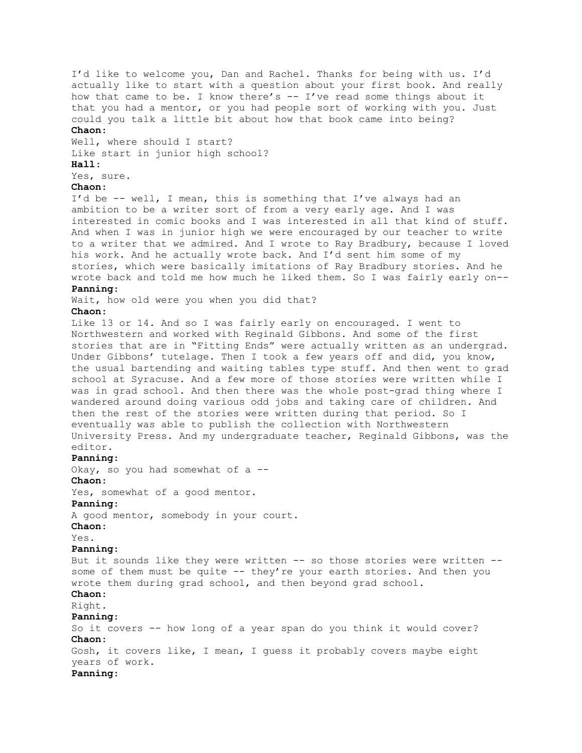I'd like to welcome you, Dan and Rachel. Thanks for being with us. I'd actually like to start with a question about your first book. And really how that came to be. I know there's -- I've read some things about it that you had a mentor, or you had people sort of working with you. Just could you talk a little bit about how that book came into being?

**Chaon:**

Well, where should I start?
Like start in junior high school?

**Hall:**

Yes, sure.

**Chaon:**

I'd be -- well, I mean, this is something that I've always had an ambition to be a writer sort of from a very early age. And I was interested in comic books and I was interested in all that kind of stuff. And when I was in junior high we were encouraged by our teacher to write to a writer that we admired. And I wrote to Ray Bradbury, because I loved his work. And he actually wrote back. And I'd sent him some of my stories, which were basically imitations of Ray Bradbury stories. And he wrote back and told me how much he liked them. So I was fairly early on--

**Panning:**

Wait, how old were you when you did that?

**Chaon:**

Like 13 or 14. And so I was fairly early on encouraged. I went to Northwestern and worked with Reginald Gibbons. And some of the first stories that are in "Fitting Ends" were actually written as an undergrad. Under Gibbons' tutelage. Then I took a few years off and did, you know, the usual bartending and waiting tables type stuff. And then went to grad school at Syracuse. And a few more of those stories were written while I was in grad school. And then there was the whole post-grad thing where I wandered around doing various odd jobs and taking care of children. And then the rest of the stories were written during that period. So I eventually was able to publish the collection with Northwestern University Press. And my undergraduate teacher, Reginald Gibbons, was the editor.

**Panning:**

Okay, so you had somewhat of a --

**Chaon:**

Yes, somewhat of a good mentor.

**Panning:**

A good mentor, somebody in your court.

**Chaon:**

Yes.

**Panning:**

But it sounds like they were written -- so those stories were written -- some of them must be quite -- they're your earth stories. And then you wrote them during grad school, and then beyond grad school.

**Chaon:**

Right.

**Panning:**

So it covers -- how long of a year span do you think it would cover?

**Chaon:**

Gosh, it covers like, I mean, I guess it probably covers maybe eight years of work.

**Panning:**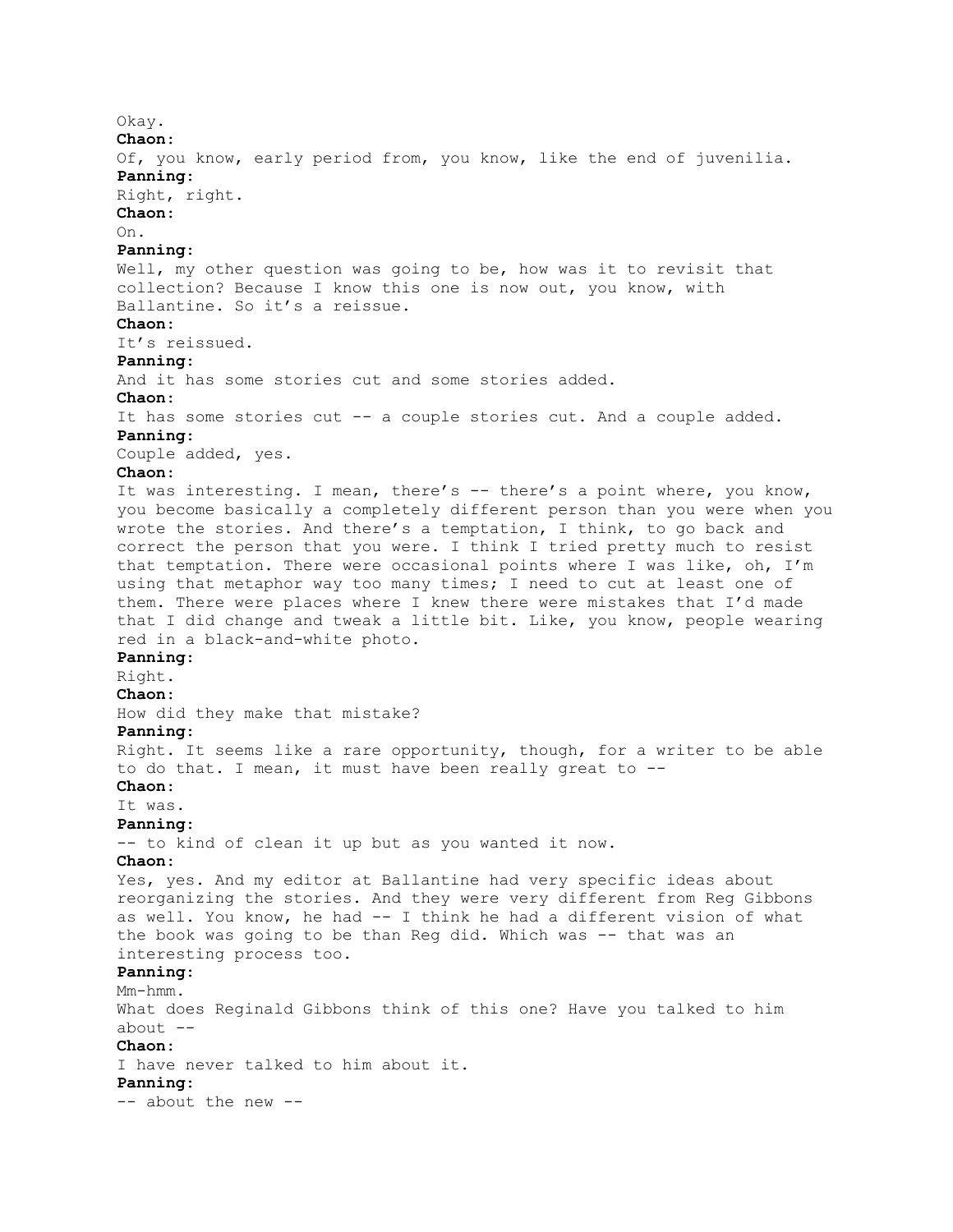Okay.

**Chaon:**

Of, you know, early period from, you know, like the end of juvenilia.

**Panning:**

Right, right.

**Chaon:**

On.

**Panning:**

Well, my other question was going to be, how was it to revisit that collection? Because I know this one is now out, you know, with Ballantine. So it's a reissue.

**Chaon:**

It's reissued.

**Panning:**

And it has some stories cut and some stories added.

**Chaon:**

It has some stories cut -- a couple stories cut. And a couple added.

**Panning:**

Couple added, yes.

**Chaon:**

It was interesting. I mean, there's -- there's a point where, you know, you become basically a completely different person than you were when you wrote the stories. And there's a temptation, I think, to go back and correct the person that you were. I think I tried pretty much to resist that temptation. There were occasional points where I was like, oh, I'm using that metaphor way too many times; I need to cut at least one of them. There were places where I knew there were mistakes that I'd made that I did change and tweak a little bit. Like, you know, people wearing red in a black-and-white photo.

**Panning:**

Right.

**Chaon:**

How did they make that mistake?

**Panning:**

Right. It seems like a rare opportunity, though, for a writer to be able to do that. I mean, it must have been really great to --

**Chaon:**

It was.

**Panning:**

-- to kind of clean it up but as you wanted it now.

**Chaon:**

Yes, yes. And my editor at Ballantine had very specific ideas about reorganizing the stories. And they were very different from Reg Gibbons as well. You know, he had -- I think he had a different vision of what the book was going to be than Reg did. Which was -- that was an interesting process too.

**Panning:**

Mm-hmm.

What does Reginald Gibbons think of this one? Have you talked to him about --

**Chaon:**

I have never talked to him about it.

**Panning:**

-- about the new --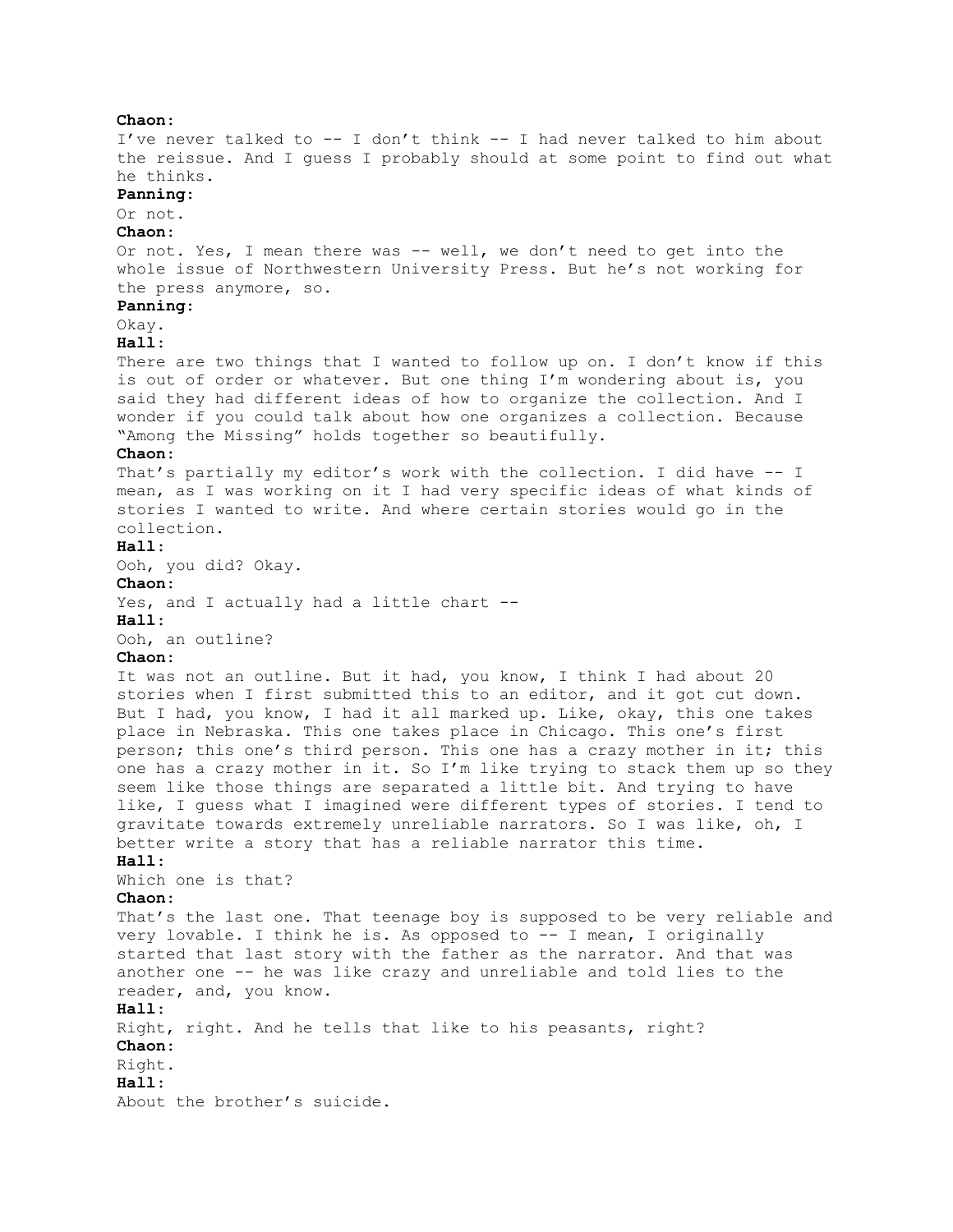**Chaon:**
I've never talked to -- I don't think -- I had never talked to him about the reissue. And I guess I probably should at some point to find out what he thinks.
**Panning:**
Or not.
**Chaon:**
Or not. Yes, I mean there was -- well, we don't need to get into the whole issue of Northwestern University Press. But he's not working for the press anymore, so.
**Panning:**
Okay.
**Hall:**
There are two things that I wanted to follow up on. I don't know if this is out of order or whatever. But one thing I'm wondering about is, you said they had different ideas of how to organize the collection. And I wonder if you could talk about how one organizes a collection. Because "Among the Missing" holds together so beautifully.
**Chaon:**
That's partially my editor's work with the collection. I did have -- I mean, as I was working on it I had very specific ideas of what kinds of stories I wanted to write. And where certain stories would go in the collection.
**Hall:**
Ooh, you did? Okay.
**Chaon:**
Yes, and I actually had a little chart --
**Hall:**
Ooh, an outline?
**Chaon:**
It was not an outline. But it had, you know, I think I had about 20 stories when I first submitted this to an editor, and it got cut down. But I had, you know, I had it all marked up. Like, okay, this one takes place in Nebraska. This one takes place in Chicago. This one's first person; this one's third person. This one has a crazy mother in it; this one has a crazy mother in it. So I'm like trying to stack them up so they seem like those things are separated a little bit. And trying to have like, I guess what I imagined were different types of stories. I tend to gravitate towards extremely unreliable narrators. So I was like, oh, I better write a story that has a reliable narrator this time.
**Hall:**
Which one is that?
**Chaon:**
That's the last one. That teenage boy is supposed to be very reliable and very lovable. I think he is. As opposed to -- I mean, I originally started that last story with the father as the narrator. And that was another one -- he was like crazy and unreliable and told lies to the reader, and, you know.
**Hall:**
Right, right. And he tells that like to his peasants, right?
**Chaon:**
Right.
**Hall:**
About the brother's suicide.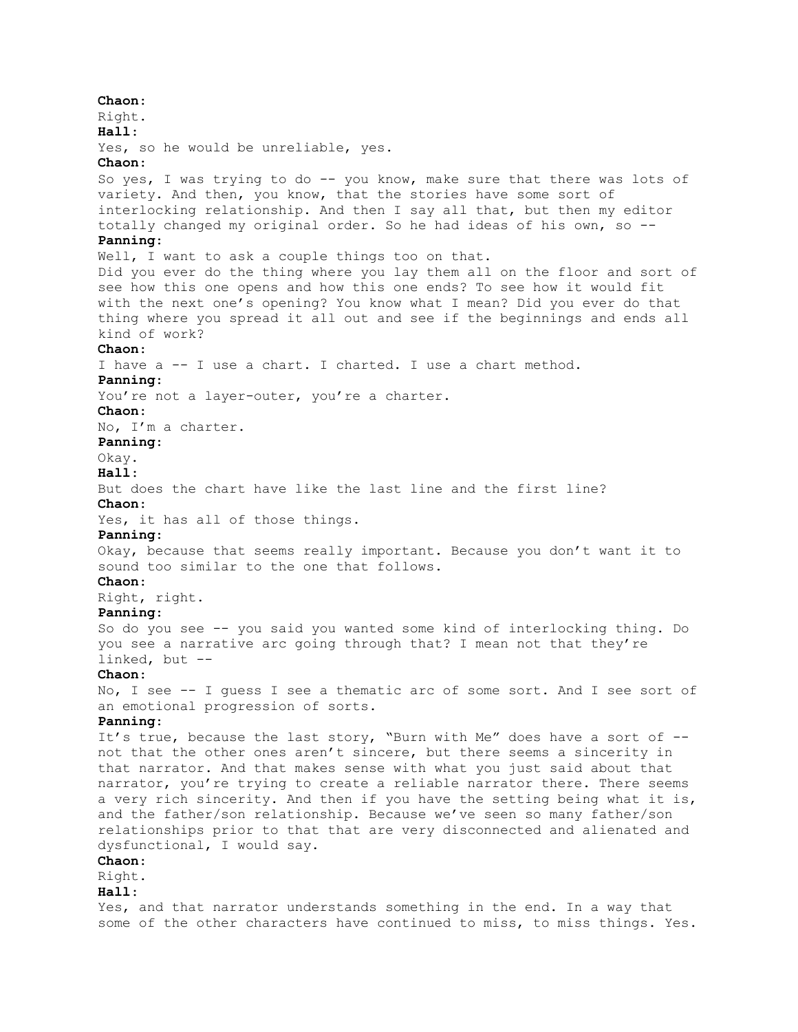**Chaon:**
Right.
**Hall:**
Yes, so he would be unreliable, yes.
**Chaon:**
So yes, I was trying to do -- you know, make sure that there was lots of variety. And then, you know, that the stories have some sort of interlocking relationship. And then I say all that, but then my editor totally changed my original order. So he had ideas of his own, so --
**Panning:**
Well, I want to ask a couple things too on that.
Did you ever do the thing where you lay them all on the floor and sort of see how this one opens and how this one ends? To see how it would fit with the next one's opening? You know what I mean? Did you ever do that thing where you spread it all out and see if the beginnings and ends all kind of work?
**Chaon:**
I have a -- I use a chart. I charted. I use a chart method.
**Panning:**
You're not a layer-outer, you're a charter.
**Chaon:**
No, I'm a charter.
**Panning:**
Okay.
**Hall:**
But does the chart have like the last line and the first line?
**Chaon:**
Yes, it has all of those things.
**Panning:**
Okay, because that seems really important. Because you don't want it to sound too similar to the one that follows.
**Chaon:**
Right, right.
**Panning:**
So do you see -- you said you wanted some kind of interlocking thing. Do you see a narrative arc going through that? I mean not that they're linked, but --
**Chaon:**
No, I see -- I guess I see a thematic arc of some sort. And I see sort of an emotional progression of sorts.
**Panning:**
It's true, because the last story, "Burn with Me" does have a sort of -- not that the other ones aren't sincere, but there seems a sincerity in that narrator. And that makes sense with what you just said about that narrator, you're trying to create a reliable narrator there. There seems a very rich sincerity. And then if you have the setting being what it is, and the father/son relationship. Because we've seen so many father/son relationships prior to that that are very disconnected and alienated and dysfunctional, I would say.
**Chaon:**
Right.
**Hall:**
Yes, and that narrator understands something in the end. In a way that some of the other characters have continued to miss, to miss things. Yes.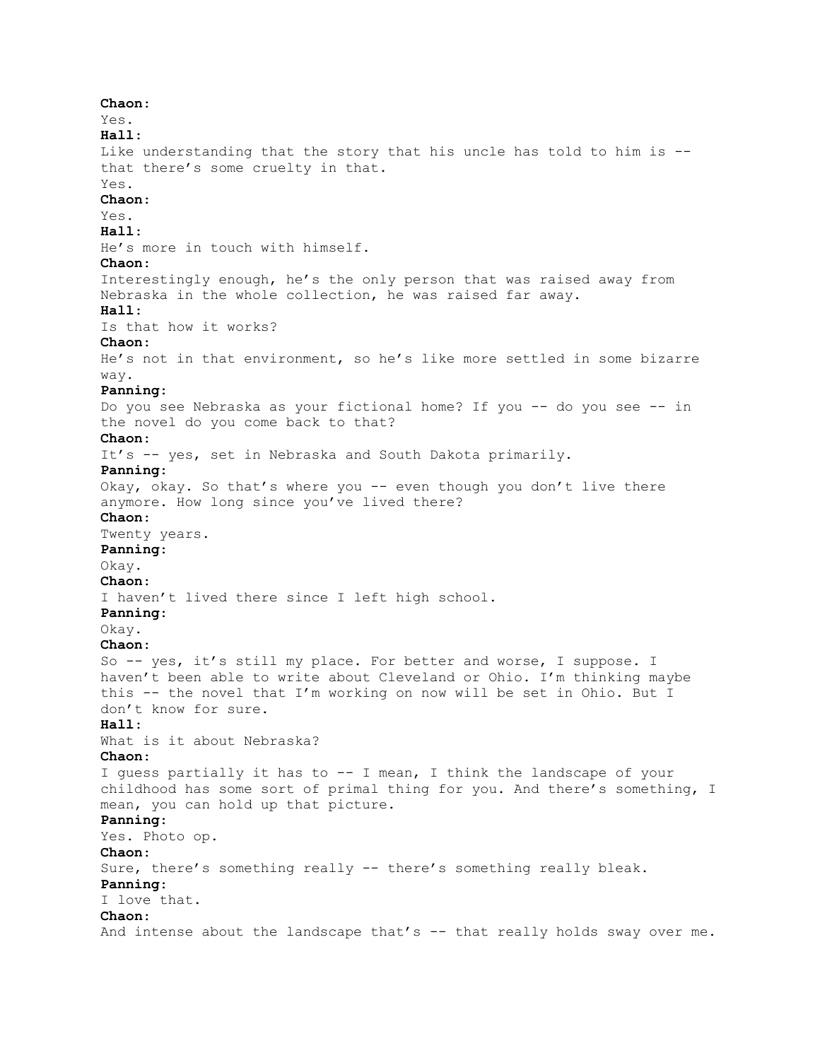**Chaon:**
Yes.
**Hall:**
Like understanding that the story that his uncle has told to him is -- that there's some cruelty in that.
Yes.
**Chaon:**
Yes.
**Hall:**
He's more in touch with himself.
**Chaon:**
Interestingly enough, he's the only person that was raised away from Nebraska in the whole collection, he was raised far away.
**Hall:**
Is that how it works?
**Chaon:**
He's not in that environment, so he's like more settled in some bizarre way.
**Panning:**
Do you see Nebraska as your fictional home? If you -- do you see -- in the novel do you come back to that?
**Chaon:**
It's -- yes, set in Nebraska and South Dakota primarily.
**Panning:**
Okay, okay. So that's where you -- even though you don't live there anymore. How long since you've lived there?
**Chaon:**
Twenty years.
**Panning:**
Okay.
**Chaon:**
I haven't lived there since I left high school.
**Panning:**
Okay.
**Chaon:**
So -- yes, it's still my place. For better and worse, I suppose. I haven't been able to write about Cleveland or Ohio. I'm thinking maybe this -- the novel that I'm working on now will be set in Ohio. But I don't know for sure.
**Hall:**
What is it about Nebraska?
**Chaon:**
I guess partially it has to -- I mean, I think the landscape of your childhood has some sort of primal thing for you. And there's something, I mean, you can hold up that picture.
**Panning:**
Yes. Photo op.
**Chaon:**
Sure, there's something really -- there's something really bleak.
**Panning:**
I love that.
**Chaon:**
And intense about the landscape that's -- that really holds sway over me.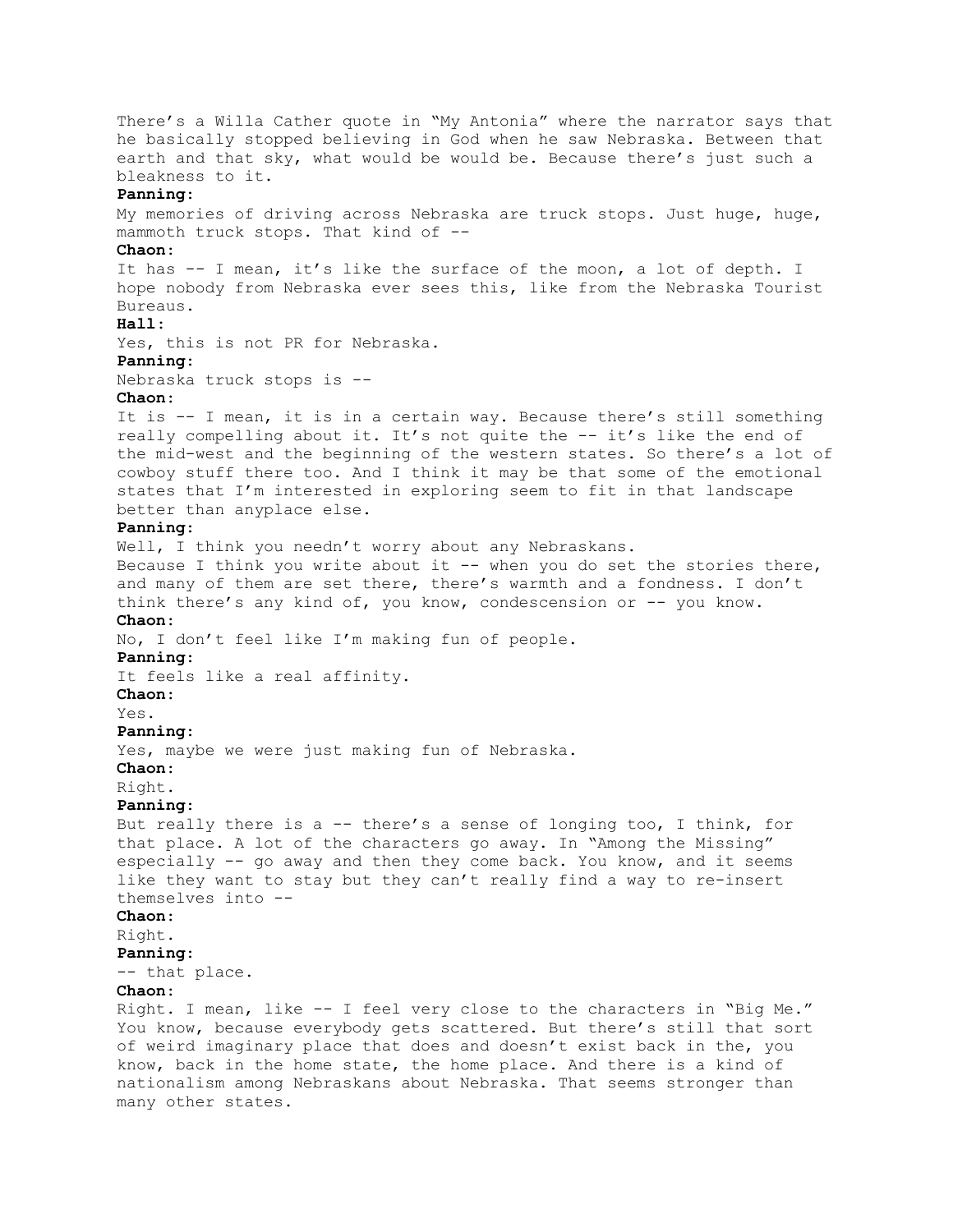There's a Willa Cather quote in "My Antonia" where the narrator says that he basically stopped believing in God when he saw Nebraska. Between that earth and that sky, what would be would be. Because there's just such a bleakness to it.

**Panning:**

My memories of driving across Nebraska are truck stops. Just huge, huge, mammoth truck stops. That kind of --

**Chaon:**

It has -- I mean, it's like the surface of the moon, a lot of depth. I hope nobody from Nebraska ever sees this, like from the Nebraska Tourist Bureaus.

**Hall:**

Yes, this is not PR for Nebraska.

**Panning:**

Nebraska truck stops is --

**Chaon:**

It is -- I mean, it is in a certain way. Because there's still something really compelling about it. It's not quite the -- it's like the end of the mid-west and the beginning of the western states. So there's a lot of cowboy stuff there too. And I think it may be that some of the emotional states that I'm interested in exploring seem to fit in that landscape better than anyplace else.

**Panning:**

Well, I think you needn't worry about any Nebraskans.
Because I think you write about it -- when you do set the stories there, and many of them are set there, there's warmth and a fondness. I don't think there's any kind of, you know, condescension or -- you know.

**Chaon:**

No, I don't feel like I'm making fun of people.

**Panning:**

It feels like a real affinity.

**Chaon:**

Yes.

**Panning:**

Yes, maybe we were just making fun of Nebraska.

**Chaon:**

Right.

**Panning:**

But really there is a -- there's a sense of longing too, I think, for that place. A lot of the characters go away. In "Among the Missing" especially -- go away and then they come back. You know, and it seems like they want to stay but they can't really find a way to re-insert themselves into --

**Chaon:**

Right.

**Panning:**

-- that place.

**Chaon:**

Right. I mean, like -- I feel very close to the characters in "Big Me." You know, because everybody gets scattered. But there's still that sort of weird imaginary place that does and doesn't exist back in the, you know, back in the home state, the home place. And there is a kind of nationalism among Nebraskans about Nebraska. That seems stronger than many other states.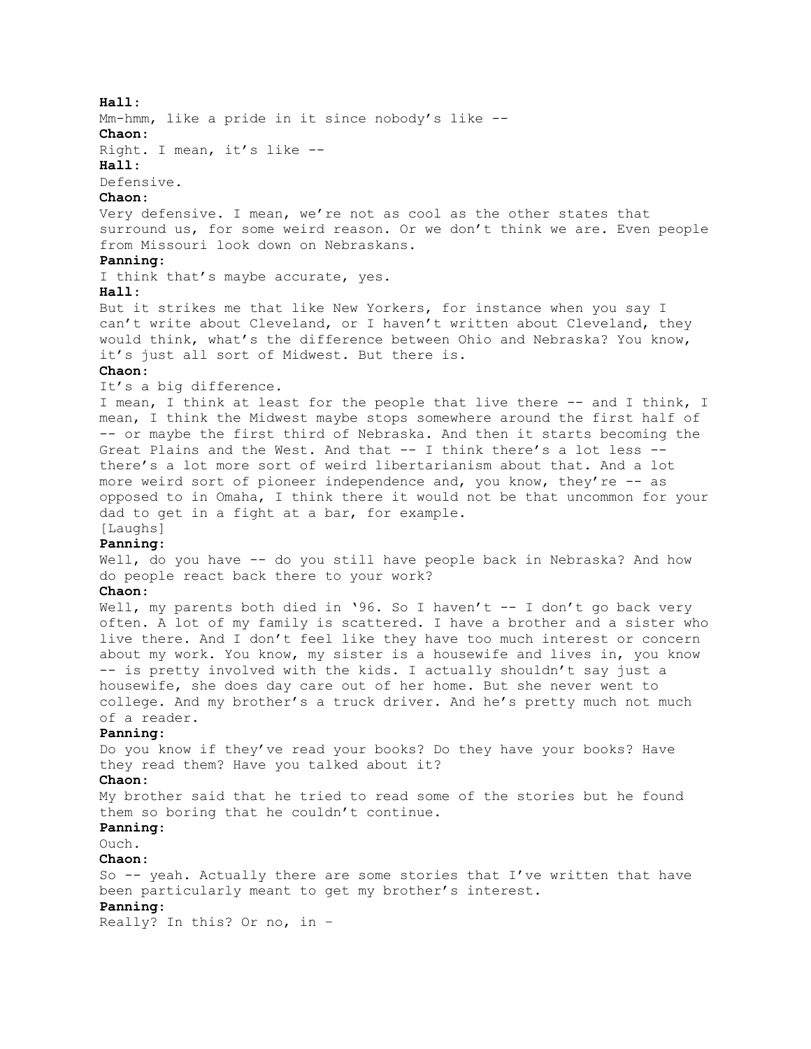**Hall:**
Mm-hmm, like a pride in it since nobody's like --
**Chaon:**
Right. I mean, it's like --
**Hall:**
Defensive.
**Chaon:**
Very defensive. I mean, we're not as cool as the other states that surround us, for some weird reason. Or we don't think we are. Even people from Missouri look down on Nebraskans.
**Panning:**
I think that's maybe accurate, yes.
**Hall:**
But it strikes me that like New Yorkers, for instance when you say I can't write about Cleveland, or I haven't written about Cleveland, they would think, what's the difference between Ohio and Nebraska? You know, it's just all sort of Midwest. But there is.
**Chaon:**
It's a big difference.
I mean, I think at least for the people that live there -- and I think, I mean, I think the Midwest maybe stops somewhere around the first half of -- or maybe the first third of Nebraska. And then it starts becoming the Great Plains and the West. And that -- I think there's a lot less -- there's a lot more sort of weird libertarianism about that. And a lot more weird sort of pioneer independence and, you know, they're -- as opposed to in Omaha, I think there it would not be that uncommon for your dad to get in a fight at a bar, for example.
[Laughs]
**Panning:**
Well, do you have -- do you still have people back in Nebraska? And how do people react back there to your work?
**Chaon:**
Well, my parents both died in '96. So I haven't -- I don't go back very often. A lot of my family is scattered. I have a brother and a sister who live there. And I don't feel like they have too much interest or concern about my work. You know, my sister is a housewife and lives in, you know -- is pretty involved with the kids. I actually shouldn't say just a housewife, she does day care out of her home. But she never went to college. And my brother's a truck driver. And he's pretty much not much of a reader.
**Panning:**
Do you know if they've read your books? Do they have your books? Have they read them? Have you talked about it?
**Chaon:**
My brother said that he tried to read some of the stories but he found them so boring that he couldn't continue.
**Panning:**
Ouch.
**Chaon:**
So -- yeah. Actually there are some stories that I've written that have been particularly meant to get my brother's interest.
**Panning:**
Really? In this? Or no, in –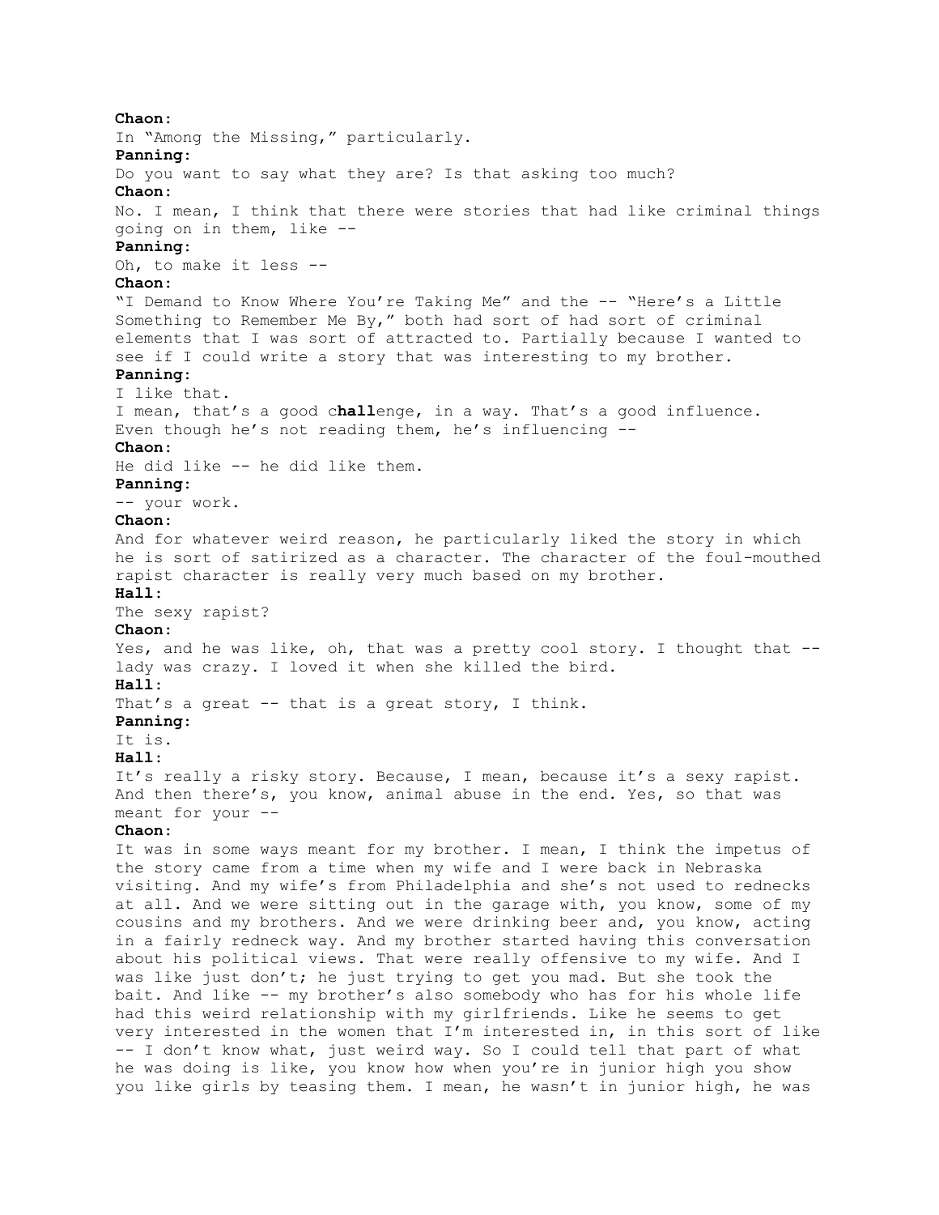**Chaon:**
In "Among the Missing," particularly.
**Panning:**
Do you want to say what they are? Is that asking too much?
**Chaon:**
No. I mean, I think that there were stories that had like criminal things going on in them, like --
**Panning:**
Oh, to make it less --
**Chaon:**
"I Demand to Know Where You're Taking Me" and the -- "Here's a Little Something to Remember Me By," both had sort of had sort of criminal elements that I was sort of attracted to. Partially because I wanted to see if I could write a story that was interesting to my brother.
**Panning:**
I like that.
I mean, that's a good c**hall**enge, in a way. That's a good influence. Even though he's not reading them, he's influencing --
**Chaon:**
He did like -- he did like them.
**Panning:**
-- your work.
**Chaon:**
And for whatever weird reason, he particularly liked the story in which he is sort of satirized as a character. The character of the foul-mouthed rapist character is really very much based on my brother.
**Hall:**
The sexy rapist?
**Chaon:**
Yes, and he was like, oh, that was a pretty cool story. I thought that -- lady was crazy. I loved it when she killed the bird.
**Hall:**
That's a great -- that is a great story, I think.
**Panning:**
It is.
**Hall:**
It's really a risky story. Because, I mean, because it's a sexy rapist. And then there's, you know, animal abuse in the end. Yes, so that was meant for your --
**Chaon:**
It was in some ways meant for my brother. I mean, I think the impetus of the story came from a time when my wife and I were back in Nebraska visiting. And my wife's from Philadelphia and she's not used to rednecks at all. And we were sitting out in the garage with, you know, some of my cousins and my brothers. And we were drinking beer and, you know, acting in a fairly redneck way. And my brother started having this conversation about his political views. That were really offensive to my wife. And I was like just don't; he just trying to get you mad. But she took the bait. And like -- my brother's also somebody who has for his whole life had this weird relationship with my girlfriends. Like he seems to get very interested in the women that I'm interested in, in this sort of like -- I don't know what, just weird way. So I could tell that part of what he was doing is like, you know how when you're in junior high you show you like girls by teasing them. I mean, he wasn't in junior high, he was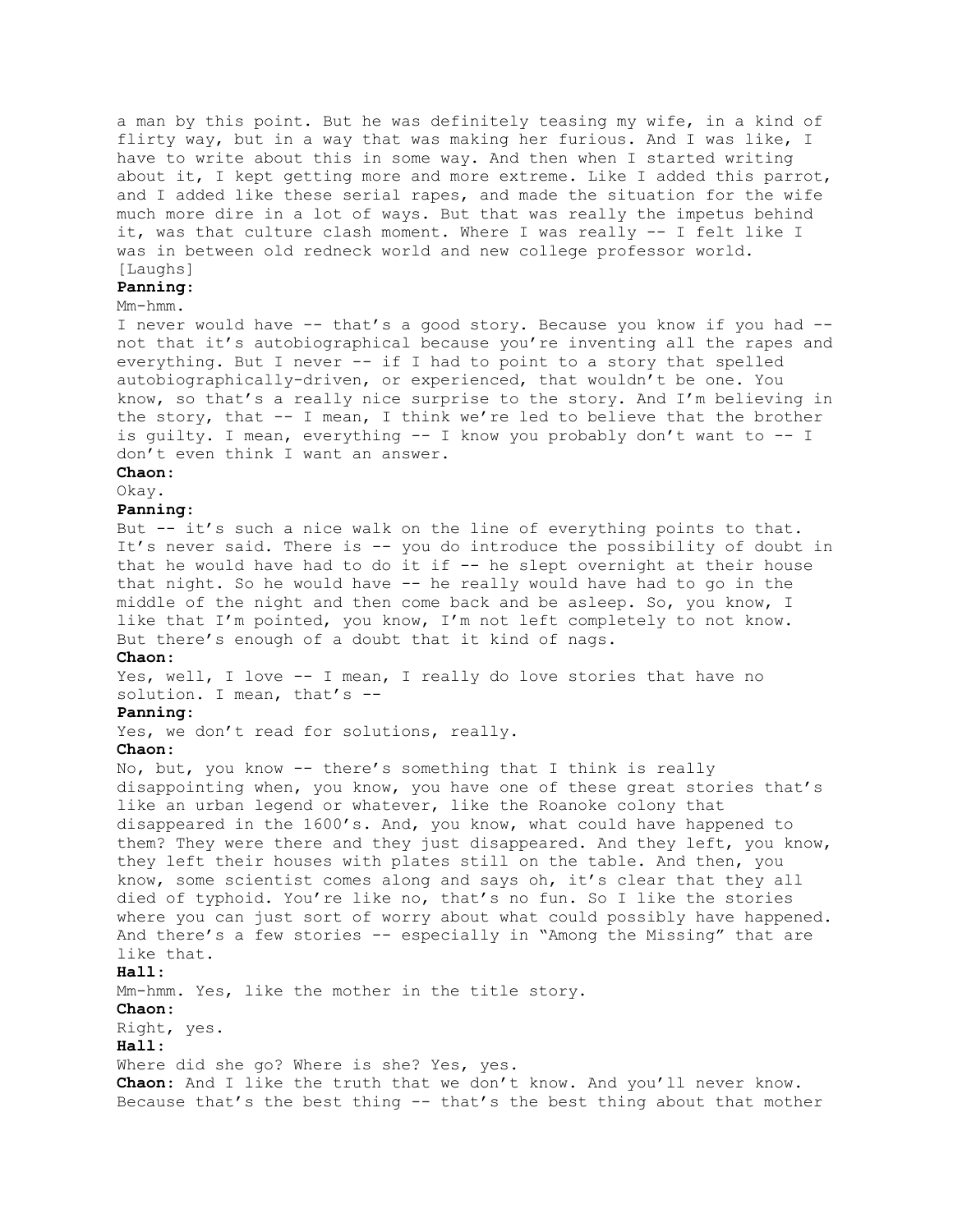a man by this point. But he was definitely teasing my wife, in a kind of flirty way, but in a way that was making her furious. And I was like, I have to write about this in some way. And then when I started writing about it, I kept getting more and more extreme. Like I added this parrot, and I added like these serial rapes, and made the situation for the wife much more dire in a lot of ways. But that was really the impetus behind it, was that culture clash moment. Where I was really -- I felt like I was in between old redneck world and new college professor world. [Laughs]

**Panning:**

Mm-hmm.

I never would have -- that's a good story. Because you know if you had -- not that it's autobiographical because you're inventing all the rapes and everything. But I never -- if I had to point to a story that spelled autobiographically-driven, or experienced, that wouldn't be one. You know, so that's a really nice surprise to the story. And I'm believing in the story, that -- I mean, I think we're led to believe that the brother is guilty. I mean, everything -- I know you probably don't want to -- I don't even think I want an answer.

**Chaon:**

Okay.

**Panning:**

But -- it's such a nice walk on the line of everything points to that. It's never said. There is -- you do introduce the possibility of doubt in that he would have had to do it if -- he slept overnight at their house that night. So he would have -- he really would have had to go in the middle of the night and then come back and be asleep. So, you know, I like that I'm pointed, you know, I'm not left completely to not know. But there's enough of a doubt that it kind of nags.

**Chaon:**

Yes, well, I love -- I mean, I really do love stories that have no solution. I mean, that's --

**Panning:**

Yes, we don't read for solutions, really.

**Chaon:**

No, but, you know -- there's something that I think is really disappointing when, you know, you have one of these great stories that's like an urban legend or whatever, like the Roanoke colony that disappeared in the 1600's. And, you know, what could have happened to them? They were there and they just disappeared. And they left, you know, they left their houses with plates still on the table. And then, you know, some scientist comes along and says oh, it's clear that they all died of typhoid. You're like no, that's no fun. So I like the stories where you can just sort of worry about what could possibly have happened. And there's a few stories -- especially in "Among the Missing" that are like that.

**Hall:**

Mm-hmm. Yes, like the mother in the title story.

**Chaon:**

Right, yes.

**Hall:**

Where did she go? Where is she? Yes, yes.

**Chaon:** And I like the truth that we don't know. And you'll never know. Because that's the best thing -- that's the best thing about that mother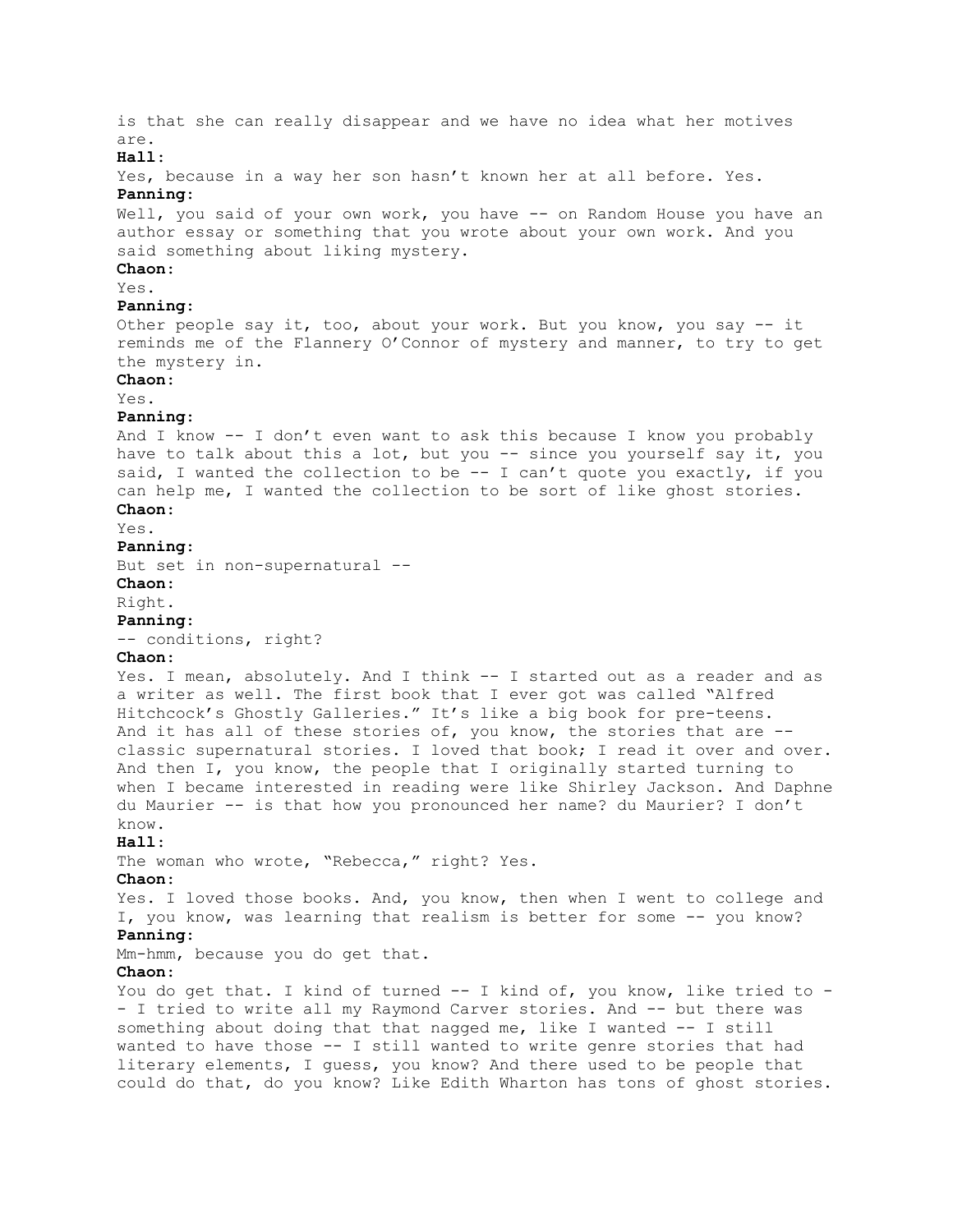is that she can really disappear and we have no idea what her motives are.

**Hall:**

Yes, because in a way her son hasn't known her at all before. Yes.

**Panning:**

Well, you said of your own work, you have -- on Random House you have an author essay or something that you wrote about your own work. And you said something about liking mystery.

**Chaon:**

Yes.

**Panning:**

Other people say it, too, about your work. But you know, you say -- it reminds me of the Flannery O'Connor of mystery and manner, to try to get the mystery in.

**Chaon:**

Yes.

**Panning:**

And I know -- I don't even want to ask this because I know you probably have to talk about this a lot, but you -- since you yourself say it, you said, I wanted the collection to be -- I can't quote you exactly, if you can help me, I wanted the collection to be sort of like ghost stories.

**Chaon:**

Yes.

**Panning:**

But set in non-supernatural --

**Chaon:**

Right.

**Panning:**

-- conditions, right?

**Chaon:**

Yes. I mean, absolutely. And I think -- I started out as a reader and as a writer as well. The first book that I ever got was called "Alfred Hitchcock's Ghostly Galleries." It's like a big book for pre-teens. And it has all of these stories of, you know, the stories that are -- classic supernatural stories. I loved that book; I read it over and over. And then I, you know, the people that I originally started turning to when I became interested in reading were like Shirley Jackson. And Daphne du Maurier -- is that how you pronounced her name? du Maurier? I don't know.

**Hall:**

The woman who wrote, "Rebecca," right? Yes.

**Chaon:**

Yes. I loved those books. And, you know, then when I went to college and I, you know, was learning that realism is better for some -- you know?

**Panning:**

Mm-hmm, because you do get that.

**Chaon:**

You do get that. I kind of turned -- I kind of, you know, like tried to -- I tried to write all my Raymond Carver stories. And -- but there was something about doing that that nagged me, like I wanted -- I still wanted to have those -- I still wanted to write genre stories that had literary elements, I guess, you know? And there used to be people that could do that, do you know? Like Edith Wharton has tons of ghost stories.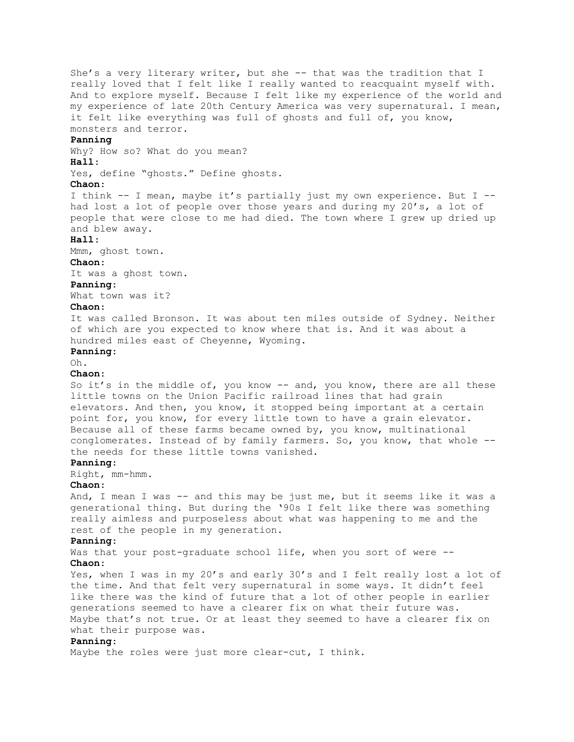She's a very literary writer, but she -- that was the tradition that I really loved that I felt like I really wanted to reacquaint myself with. And to explore myself. Because I felt like my experience of the world and my experience of late 20th Century America was very supernatural. I mean, it felt like everything was full of ghosts and full of, you know, monsters and terror.

**Panning**

Why? How so? What do you mean?

**Hall:**

Yes, define "ghosts." Define ghosts.

**Chaon:**

I think -- I mean, maybe it's partially just my own experience. But I -- had lost a lot of people over those years and during my 20's, a lot of people that were close to me had died. The town where I grew up dried up and blew away.

**Hall:**

Mmm, ghost town.

**Chaon:**

It was a ghost town.

**Panning:**

What town was it?

**Chaon:**

It was called Bronson. It was about ten miles outside of Sydney. Neither of which are you expected to know where that is. And it was about a hundred miles east of Cheyenne, Wyoming.

**Panning:**

Oh.

**Chaon:**

So it's in the middle of, you know -- and, you know, there are all these little towns on the Union Pacific railroad lines that had grain elevators. And then, you know, it stopped being important at a certain point for, you know, for every little town to have a grain elevator. Because all of these farms became owned by, you know, multinational conglomerates. Instead of by family farmers. So, you know, that whole -- the needs for these little towns vanished.

**Panning:**

Right, mm-hmm.

**Chaon:**

And, I mean I was -- and this may be just me, but it seems like it was a generational thing. But during the '90s I felt like there was something really aimless and purposeless about what was happening to me and the rest of the people in my generation.

**Panning:**

Was that your post-graduate school life, when you sort of were --

**Chaon:**

Yes, when I was in my 20's and early 30's and I felt really lost a lot of the time. And that felt very supernatural in some ways. It didn't feel like there was the kind of future that a lot of other people in earlier generations seemed to have a clearer fix on what their future was. Maybe that's not true. Or at least they seemed to have a clearer fix on what their purpose was.

**Panning:**

Maybe the roles were just more clear-cut, I think.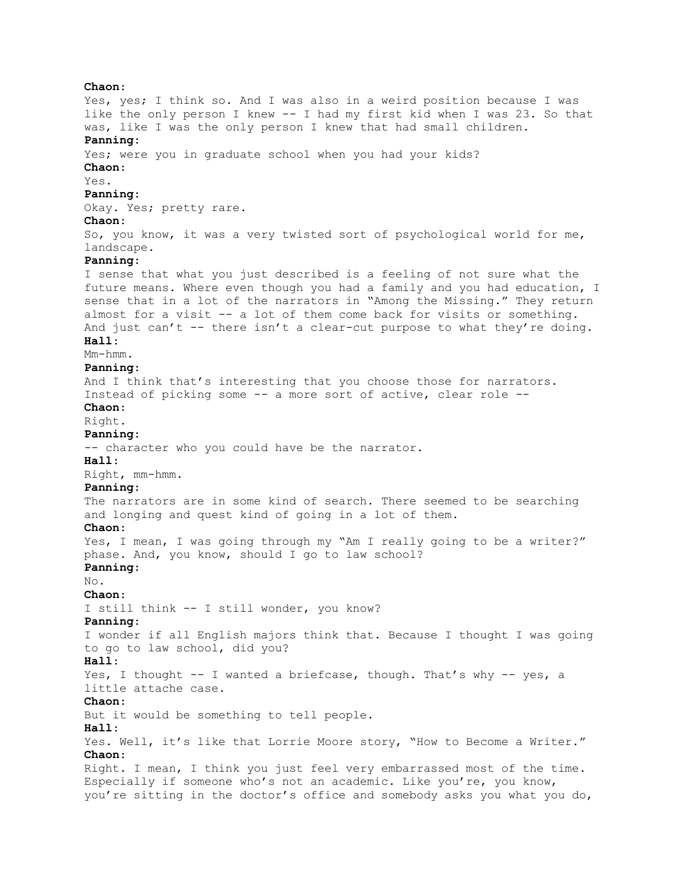**Chaon:**
Yes, yes; I think so. And I was also in a weird position because I was like the only person I knew -- I had my first kid when I was 23. So that was, like I was the only person I knew that had small children.

**Panning:**
Yes; were you in graduate school when you had your kids?

**Chaon:**
Yes.

**Panning:**
Okay. Yes; pretty rare.

**Chaon:**
So, you know, it was a very twisted sort of psychological world for me, landscape.

**Panning:**
I sense that what you just described is a feeling of not sure what the future means. Where even though you had a family and you had education, I sense that in a lot of the narrators in "Among the Missing." They return almost for a visit -- a lot of them come back for visits or something. And just can't -- there isn't a clear-cut purpose to what they're doing.

**Hall:**
Mm-hmm.

**Panning:**
And I think that's interesting that you choose those for narrators. Instead of picking some -- a more sort of active, clear role --

**Chaon:**
Right.

**Panning:**
-- character who you could have be the narrator.

**Hall:**
Right, mm-hmm.

**Panning:**
The narrators are in some kind of search. There seemed to be searching and longing and quest kind of going in a lot of them.

**Chaon:**
Yes, I mean, I was going through my "Am I really going to be a writer?" phase. And, you know, should I go to law school?

**Panning:**
No.

**Chaon:**
I still think -- I still wonder, you know?

**Panning:**
I wonder if all English majors think that. Because I thought I was going to go to law school, did you?

**Hall:**
Yes, I thought -- I wanted a briefcase, though. That's why -- yes, a little attache case.

**Chaon:**
But it would be something to tell people.

**Hall:**
Yes. Well, it's like that Lorrie Moore story, "How to Become a Writer."

**Chaon:**
Right. I mean, I think you just feel very embarrassed most of the time. Especially if someone who's not an academic. Like you're, you know, you're sitting in the doctor's office and somebody asks you what you do,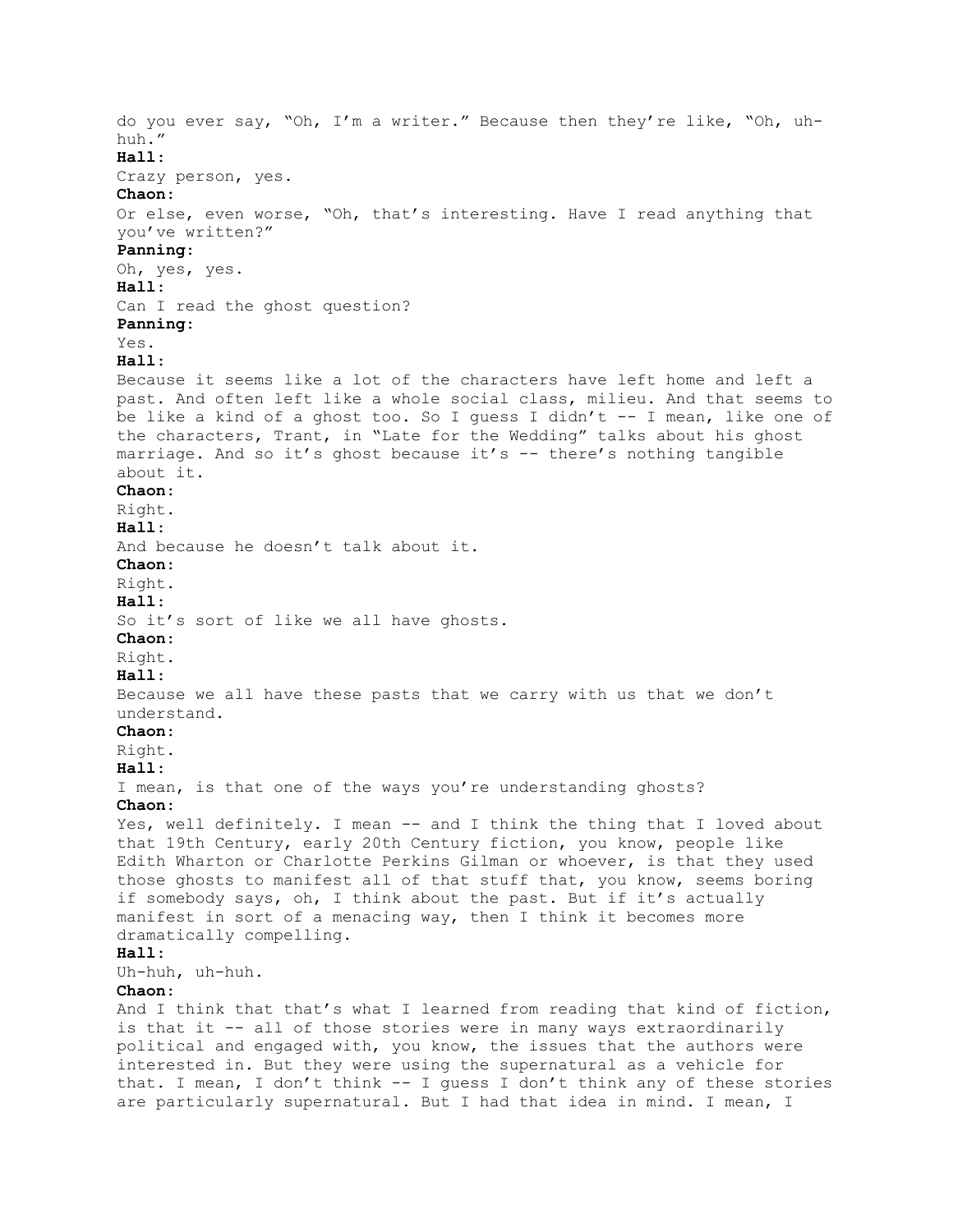do you ever say, "Oh, I'm a writer." Because then they're like, "Oh, uh-huh."

**Hall:**

Crazy person, yes.

**Chaon:**

Or else, even worse, "Oh, that's interesting. Have I read anything that you've written?"

**Panning:**

Oh, yes, yes.

**Hall:**

Can I read the ghost question?

**Panning:**

Yes.

**Hall:**

Because it seems like a lot of the characters have left home and left a past. And often left like a whole social class, milieu. And that seems to be like a kind of a ghost too. So I guess I didn't -- I mean, like one of the characters, Trant, in "Late for the Wedding" talks about his ghost marriage. And so it's ghost because it's -- there's nothing tangible about it.

**Chaon:**

Right.

**Hall:**

And because he doesn't talk about it.

**Chaon:**

Right.

**Hall:**

So it's sort of like we all have ghosts.

**Chaon:**

Right.

**Hall:**

Because we all have these pasts that we carry with us that we don't understand.

**Chaon:**

Right.

**Hall:**

I mean, is that one of the ways you're understanding ghosts?

**Chaon:**

Yes, well definitely. I mean -- and I think the thing that I loved about that 19th Century, early 20th Century fiction, you know, people like Edith Wharton or Charlotte Perkins Gilman or whoever, is that they used those ghosts to manifest all of that stuff that, you know, seems boring if somebody says, oh, I think about the past. But if it's actually manifest in sort of a menacing way, then I think it becomes more dramatically compelling.

**Hall:**

Uh-huh, uh-huh.

**Chaon:**

And I think that that's what I learned from reading that kind of fiction, is that it -- all of those stories were in many ways extraordinarily political and engaged with, you know, the issues that the authors were interested in. But they were using the supernatural as a vehicle for that. I mean, I don't think -- I guess I don't think any of these stories are particularly supernatural. But I had that idea in mind. I mean, I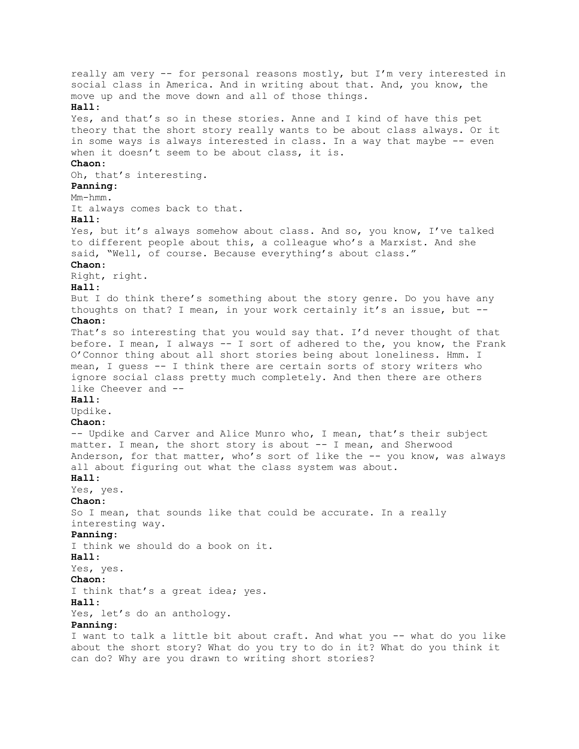really am very -- for personal reasons mostly, but I'm very interested in social class in America. And in writing about that. And, you know, the move up and the move down and all of those things.

**Hall:**

Yes, and that's so in these stories. Anne and I kind of have this pet theory that the short story really wants to be about class always. Or it in some ways is always interested in class. In a way that maybe -- even when it doesn't seem to be about class, it is.

**Chaon:**

Oh, that's interesting.

**Panning:**

Mm-hmm.

It always comes back to that.

**Hall:**

Yes, but it's always somehow about class. And so, you know, I've talked to different people about this, a colleague who's a Marxist. And she said, "Well, of course. Because everything's about class."

**Chaon:**

Right, right.

**Hall:**

But I do think there's something about the story genre. Do you have any thoughts on that? I mean, in your work certainly it's an issue, but --

**Chaon:**

That's so interesting that you would say that. I'd never thought of that before. I mean, I always -- I sort of adhered to the, you know, the Frank O'Connor thing about all short stories being about loneliness. Hmm. I mean, I guess -- I think there are certain sorts of story writers who ignore social class pretty much completely. And then there are others like Cheever and --

**Hall:**

Updike.

**Chaon:**

-- Updike and Carver and Alice Munro who, I mean, that's their subject matter. I mean, the short story is about -- I mean, and Sherwood Anderson, for that matter, who's sort of like the -- you know, was always all about figuring out what the class system was about.

**Hall:**

Yes, yes.

**Chaon:**

So I mean, that sounds like that could be accurate. In a really interesting way.

**Panning:**

I think we should do a book on it.

**Hall:**

Yes, yes.

**Chaon:**

I think that's a great idea; yes.

**Hall:**

Yes, let's do an anthology.

**Panning:**

I want to talk a little bit about craft. And what you -- what do you like about the short story? What do you try to do in it? What do you think it can do? Why are you drawn to writing short stories?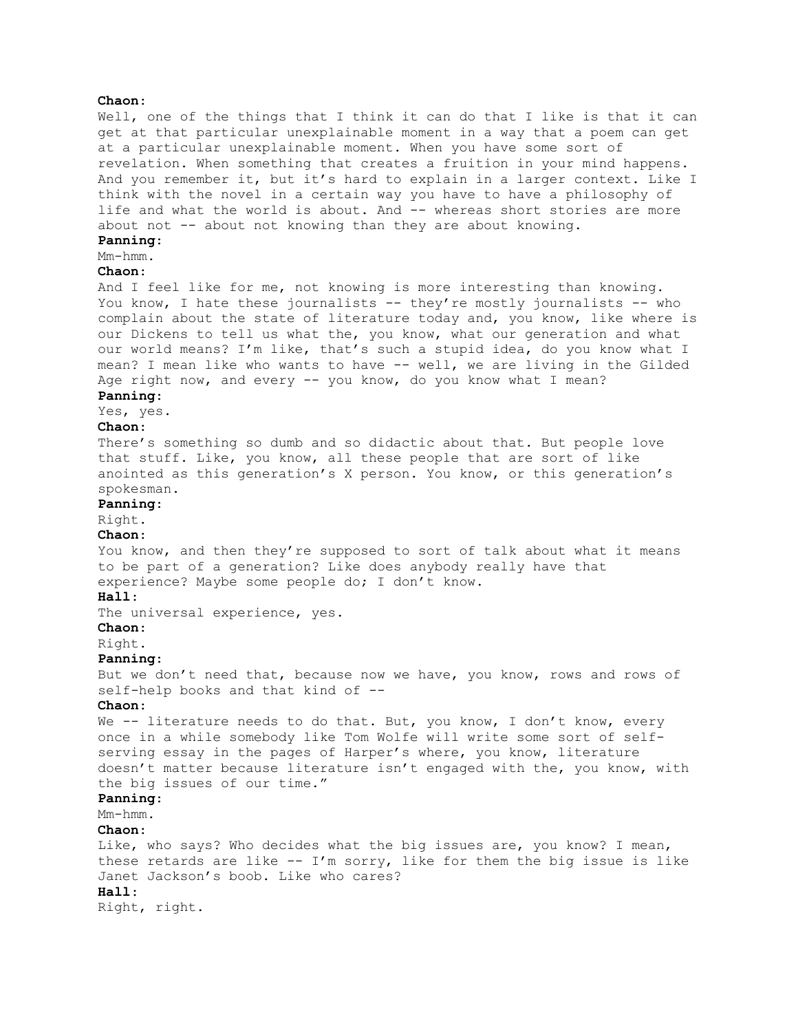**Chaon:**

Well, one of the things that I think it can do that I like is that it can get at that particular unexplainable moment in a way that a poem can get at a particular unexplainable moment. When you have some sort of revelation. When something that creates a fruition in your mind happens. And you remember it, but it's hard to explain in a larger context. Like I think with the novel in a certain way you have to have a philosophy of life and what the world is about. And -- whereas short stories are more about not -- about not knowing than they are about knowing.

**Panning:**

Mm-hmm.

**Chaon:**

And I feel like for me, not knowing is more interesting than knowing. You know, I hate these journalists -- they're mostly journalists -- who complain about the state of literature today and, you know, like where is our Dickens to tell us what the, you know, what our generation and what our world means? I'm like, that's such a stupid idea, do you know what I mean? I mean like who wants to have -- well, we are living in the Gilded Age right now, and every -- you know, do you know what I mean?

**Panning:**

Yes, yes.

**Chaon:**

There's something so dumb and so didactic about that. But people love that stuff. Like, you know, all these people that are sort of like anointed as this generation's X person. You know, or this generation's spokesman.

**Panning:**

Right.

**Chaon:**

You know, and then they're supposed to sort of talk about what it means to be part of a generation? Like does anybody really have that experience? Maybe some people do; I don't know.

**Hall:**

The universal experience, yes.

**Chaon:**

Right.

**Panning:**

But we don't need that, because now we have, you know, rows and rows of self-help books and that kind of --

**Chaon:**

We -- literature needs to do that. But, you know, I don't know, every once in a while somebody like Tom Wolfe will write some sort of self-serving essay in the pages of Harper's where, you know, literature doesn't matter because literature isn't engaged with the, you know, with the big issues of our time."

**Panning:**

Mm-hmm.

**Chaon:**

Like, who says? Who decides what the big issues are, you know? I mean, these retards are like -- I'm sorry, like for them the big issue is like Janet Jackson's boob. Like who cares?

**Hall:**

Right, right.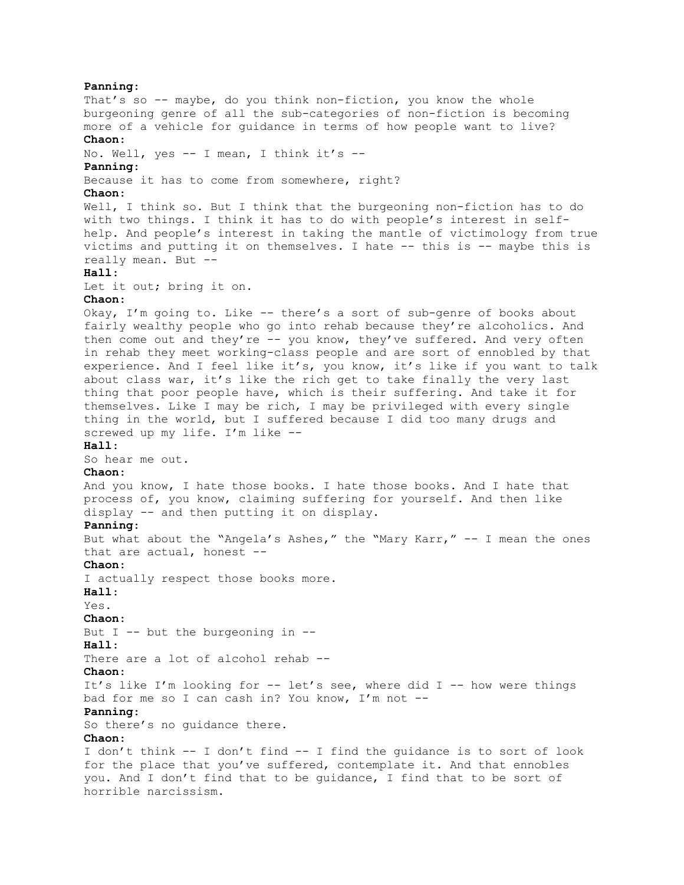**Panning:**
That's so -- maybe, do you think non-fiction, you know the whole burgeoning genre of all the sub-categories of non-fiction is becoming more of a vehicle for guidance in terms of how people want to live?

**Chaon:**
No. Well, yes -- I mean, I think it's --

**Panning:**
Because it has to come from somewhere, right?

**Chaon:**
Well, I think so. But I think that the burgeoning non-fiction has to do with two things. I think it has to do with people's interest in self-help. And people's interest in taking the mantle of victimology from true victims and putting it on themselves. I hate -- this is -- maybe this is really mean. But --

**Hall:**
Let it out; bring it on.

**Chaon:**
Okay, I'm going to. Like -- there's a sort of sub-genre of books about fairly wealthy people who go into rehab because they're alcoholics. And then come out and they're -- you know, they've suffered. And very often in rehab they meet working-class people and are sort of ennobled by that experience. And I feel like it's, you know, it's like if you want to talk about class war, it's like the rich get to take finally the very last thing that poor people have, which is their suffering. And take it for themselves. Like I may be rich, I may be privileged with every single thing in the world, but I suffered because I did too many drugs and screwed up my life. I'm like --

**Hall:**
So hear me out.

**Chaon:**
And you know, I hate those books. I hate those books. And I hate that process of, you know, claiming suffering for yourself. And then like display -- and then putting it on display.

**Panning:**
But what about the "Angela's Ashes," the "Mary Karr," -- I mean the ones that are actual, honest --

**Chaon:**
I actually respect those books more.

**Hall:**
Yes.

**Chaon:**
But I -- but the burgeoning in --

**Hall:**
There are a lot of alcohol rehab --

**Chaon:**
It's like I'm looking for -- let's see, where did I -- how were things bad for me so I can cash in? You know, I'm not --

**Panning:**
So there's no guidance there.

**Chaon:**
I don't think -- I don't find -- I find the guidance is to sort of look for the place that you've suffered, contemplate it. And that ennobles you. And I don't find that to be guidance, I find that to be sort of horrible narcissism.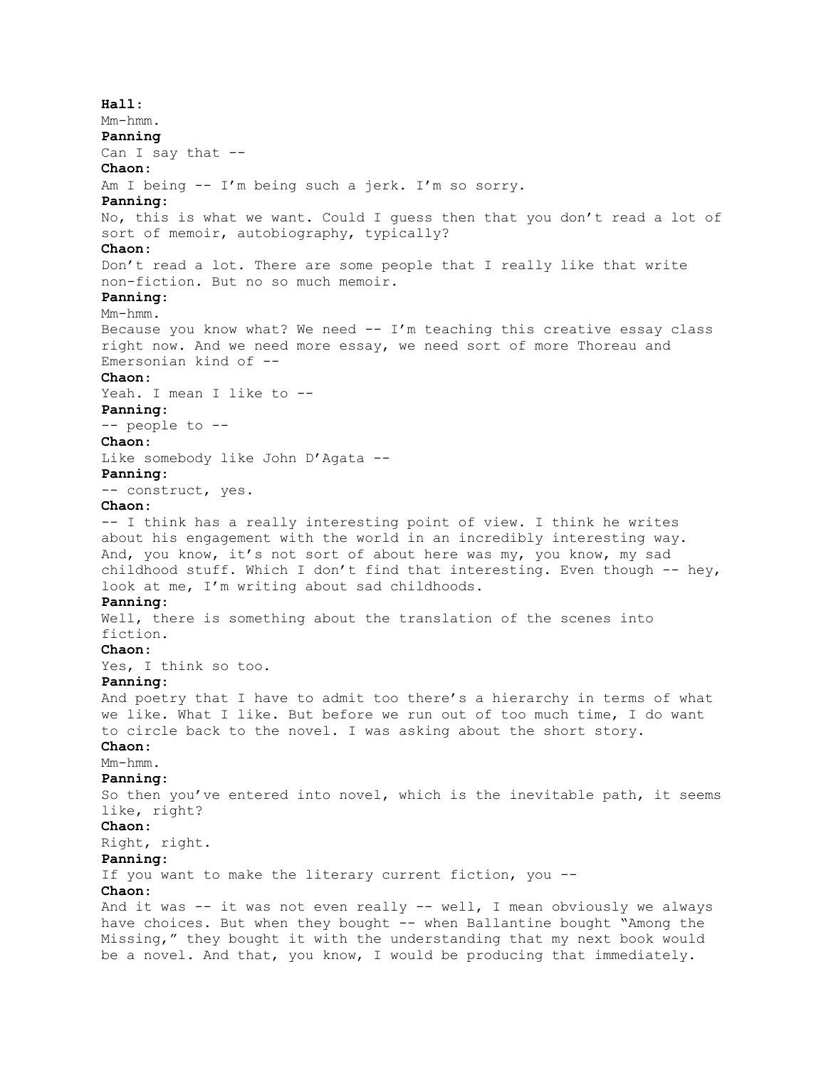**Hall:**
Mm-hmm.
**Panning**
Can I say that --
**Chaon:**
Am I being -- I'm being such a jerk. I'm so sorry.
**Panning:**
No, this is what we want. Could I guess then that you don't read a lot of sort of memoir, autobiography, typically?
**Chaon:**
Don't read a lot. There are some people that I really like that write non-fiction. But no so much memoir.
**Panning:**
Mm-hmm.
Because you know what? We need -- I'm teaching this creative essay class right now. And we need more essay, we need sort of more Thoreau and Emersonian kind of --
**Chaon:**
Yeah. I mean I like to --
**Panning:**
-- people to --
**Chaon:**
Like somebody like John D'Agata --
**Panning:**
-- construct, yes.
**Chaon:**
-- I think has a really interesting point of view. I think he writes about his engagement with the world in an incredibly interesting way. And, you know, it's not sort of about here was my, you know, my sad childhood stuff. Which I don't find that interesting. Even though -- hey, look at me, I'm writing about sad childhoods.
**Panning:**
Well, there is something about the translation of the scenes into fiction.
**Chaon:**
Yes, I think so too.
**Panning:**
And poetry that I have to admit too there's a hierarchy in terms of what we like. What I like. But before we run out of too much time, I do want to circle back to the novel. I was asking about the short story.
**Chaon:**
Mm-hmm.
**Panning:**
So then you've entered into novel, which is the inevitable path, it seems like, right?
**Chaon:**
Right, right.
**Panning:**
If you want to make the literary current fiction, you --
**Chaon:**
And it was -- it was not even really -- well, I mean obviously we always have choices. But when they bought -- when Ballantine bought "Among the Missing," they bought it with the understanding that my next book would be a novel. And that, you know, I would be producing that immediately.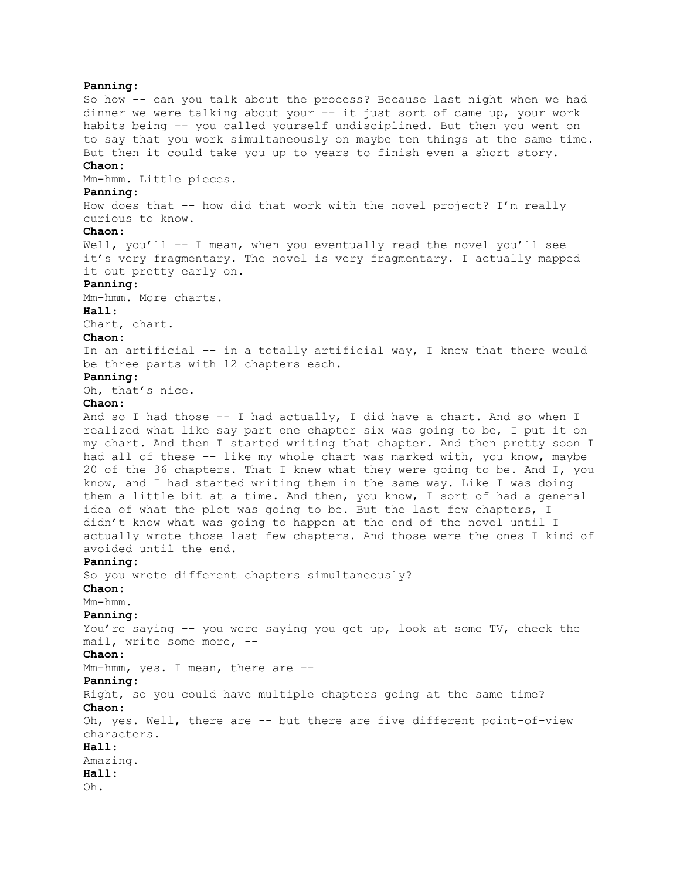**Panning:**
So how -- can you talk about the process? Because last night when we had dinner we were talking about your -- it just sort of came up, your work habits being -- you called yourself undisciplined. But then you went on to say that you work simultaneously on maybe ten things at the same time. But then it could take you up to years to finish even a short story.
**Chaon:**
Mm-hmm. Little pieces.
**Panning:**
How does that -- how did that work with the novel project? I'm really curious to know.
**Chaon:**
Well, you'll -- I mean, when you eventually read the novel you'll see it's very fragmentary. The novel is very fragmentary. I actually mapped it out pretty early on.
**Panning:**
Mm-hmm. More charts.
**Hall:**
Chart, chart.
**Chaon:**
In an artificial -- in a totally artificial way, I knew that there would be three parts with 12 chapters each.
**Panning:**
Oh, that's nice.
**Chaon:**
And so I had those -- I had actually, I did have a chart. And so when I realized what like say part one chapter six was going to be, I put it on my chart. And then I started writing that chapter. And then pretty soon I had all of these -- like my whole chart was marked with, you know, maybe 20 of the 36 chapters. That I knew what they were going to be. And I, you know, and I had started writing them in the same way. Like I was doing them a little bit at a time. And then, you know, I sort of had a general idea of what the plot was going to be. But the last few chapters, I didn't know what was going to happen at the end of the novel until I actually wrote those last few chapters. And those were the ones I kind of avoided until the end.
**Panning:**
So you wrote different chapters simultaneously?
**Chaon:**
Mm-hmm.
**Panning:**
You're saying -- you were saying you get up, look at some TV, check the mail, write some more, --
**Chaon:**
Mm-hmm, yes. I mean, there are --
**Panning:**
Right, so you could have multiple chapters going at the same time?
**Chaon:**
Oh, yes. Well, there are -- but there are five different point-of-view characters.
**Hall:**
Amazing.
**Hall:**
Oh.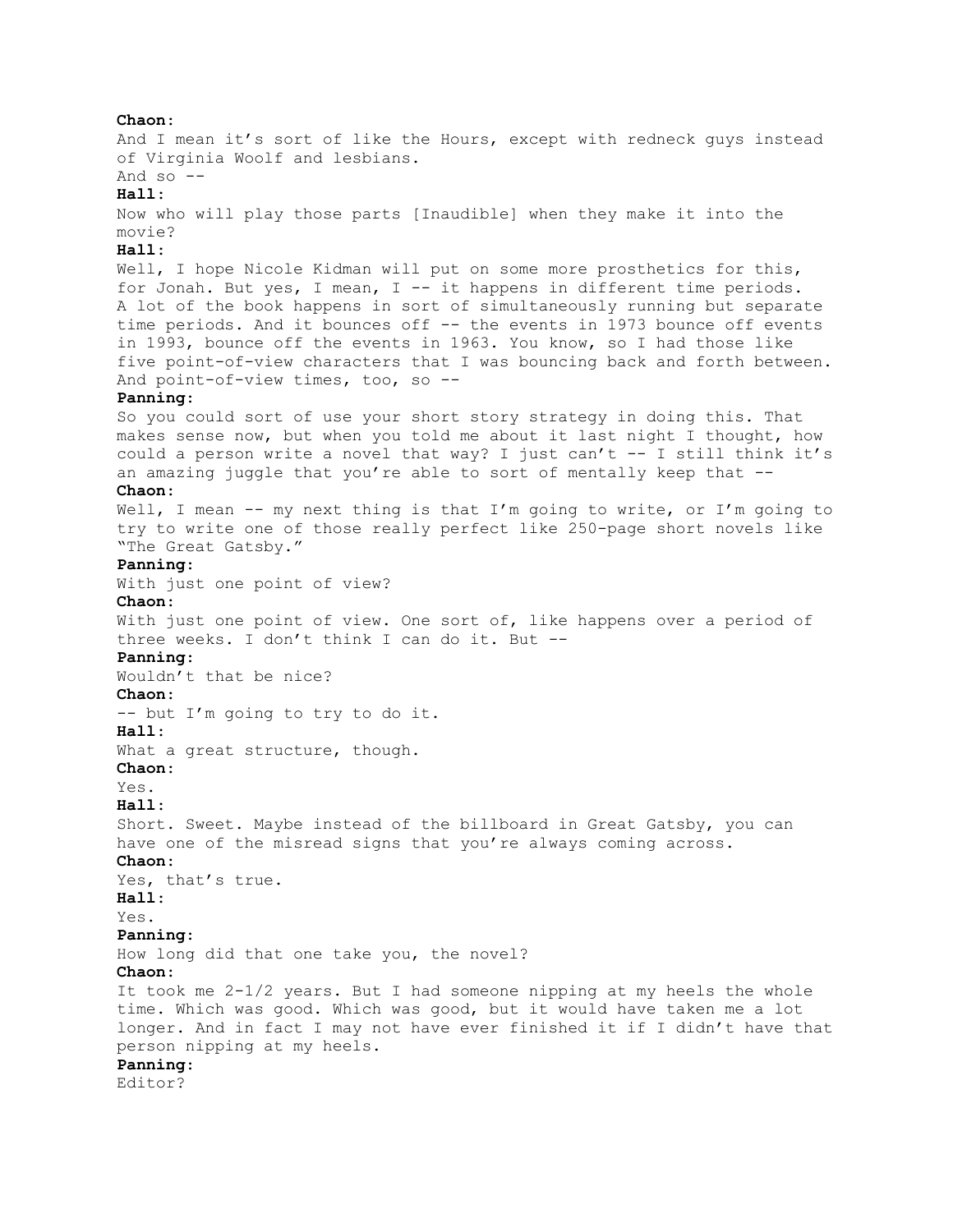**Chaon:**
And I mean it's sort of like the Hours, except with redneck guys instead of Virginia Woolf and lesbians.
And so --

**Hall:**
Now who will play those parts [Inaudible] when they make it into the movie?

**Hall:**
Well, I hope Nicole Kidman will put on some more prosthetics for this, for Jonah. But yes, I mean, I -- it happens in different time periods. A lot of the book happens in sort of simultaneously running but separate time periods. And it bounces off -- the events in 1973 bounce off events in 1993, bounce off the events in 1963. You know, so I had those like five point-of-view characters that I was bouncing back and forth between. And point-of-view times, too, so --

**Panning:**
So you could sort of use your short story strategy in doing this. That makes sense now, but when you told me about it last night I thought, how could a person write a novel that way? I just can't -- I still think it's an amazing juggle that you're able to sort of mentally keep that --

**Chaon:**
Well, I mean -- my next thing is that I'm going to write, or I'm going to try to write one of those really perfect like 250-page short novels like "The Great Gatsby."

**Panning:**
With just one point of view?

**Chaon:**
With just one point of view. One sort of, like happens over a period of three weeks. I don't think I can do it. But --

**Panning:**
Wouldn't that be nice?

**Chaon:**
-- but I'm going to try to do it.

**Hall:**
What a great structure, though.

**Chaon:**
Yes.

**Hall:**
Short. Sweet. Maybe instead of the billboard in Great Gatsby, you can have one of the misread signs that you're always coming across.

**Chaon:**
Yes, that's true.

**Hall:**
Yes.

**Panning:**
How long did that one take you, the novel?

**Chaon:**
It took me 2-1/2 years. But I had someone nipping at my heels the whole time. Which was good. Which was good, but it would have taken me a lot longer. And in fact I may not have ever finished it if I didn't have that person nipping at my heels.

**Panning:**
Editor?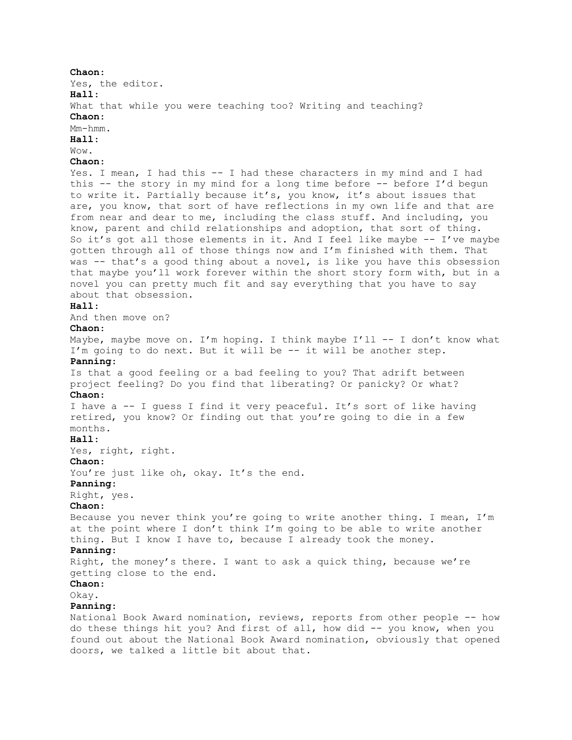**Chaon:**
Yes, the editor.

**Hall:**
What that while you were teaching too? Writing and teaching?

**Chaon:**
Mm-hmm.

**Hall:**
Wow.

**Chaon:**
Yes. I mean, I had this -- I had these characters in my mind and I had this -- the story in my mind for a long time before -- before I'd begun to write it. Partially because it's, you know, it's about issues that are, you know, that sort of have reflections in my own life and that are from near and dear to me, including the class stuff. And including, you know, parent and child relationships and adoption, that sort of thing. So it's got all those elements in it. And I feel like maybe -- I've maybe gotten through all of those things now and I'm finished with them. That was -- that's a good thing about a novel, is like you have this obsession that maybe you'll work forever within the short story form with, but in a novel you can pretty much fit and say everything that you have to say about that obsession.

**Hall:**
And then move on?

**Chaon:**
Maybe, maybe move on. I'm hoping. I think maybe I'll -- I don't know what I'm going to do next. But it will be -- it will be another step.

**Panning:**
Is that a good feeling or a bad feeling to you? That adrift between project feeling? Do you find that liberating? Or panicky? Or what?

**Chaon:**
I have a -- I guess I find it very peaceful. It's sort of like having retired, you know? Or finding out that you're going to die in a few months.

**Hall:**
Yes, right, right.

**Chaon:**
You're just like oh, okay. It's the end.

**Panning:**
Right, yes.

**Chaon:**
Because you never think you're going to write another thing. I mean, I'm at the point where I don't think I'm going to be able to write another thing. But I know I have to, because I already took the money.

**Panning:**
Right, the money's there. I want to ask a quick thing, because we're getting close to the end.

**Chaon:**
Okay.

**Panning:**
National Book Award nomination, reviews, reports from other people -- how do these things hit you? And first of all, how did -- you know, when you found out about the National Book Award nomination, obviously that opened doors, we talked a little bit about that.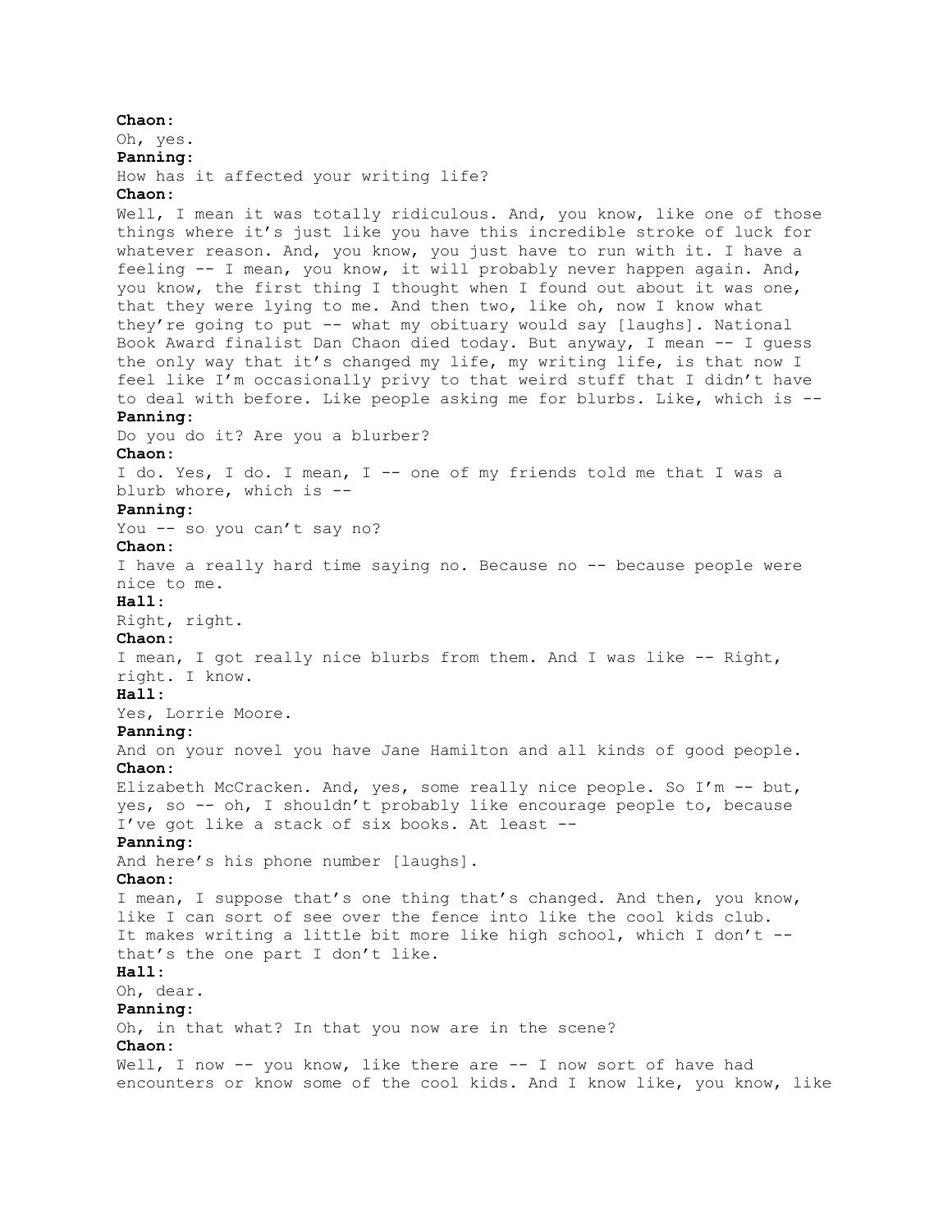**Chaon:**
Oh, yes.
**Panning:**
How has it affected your writing life?
**Chaon:**
Well, I mean it was totally ridiculous. And, you know, like one of those things where it's just like you have this incredible stroke of luck for whatever reason. And, you know, you just have to run with it. I have a feeling -- I mean, you know, it will probably never happen again. And, you know, the first thing I thought when I found out about it was one, that they were lying to me. And then two, like oh, now I know what they're going to put -- what my obituary would say [laughs]. National Book Award finalist Dan Chaon died today. But anyway, I mean -- I guess the only way that it's changed my life, my writing life, is that now I feel like I'm occasionally privy to that weird stuff that I didn't have to deal with before. Like people asking me for blurbs. Like, which is --
**Panning:**
Do you do it? Are you a blurber?
**Chaon:**
I do. Yes, I do. I mean, I -- one of my friends told me that I was a blurb whore, which is --
**Panning:**
You -- so you can't say no?
**Chaon:**
I have a really hard time saying no. Because no -- because people were nice to me.
**Hall:**
Right, right.
**Chaon:**
I mean, I got really nice blurbs from them. And I was like -- Right, right. I know.
**Hall:**
Yes, Lorrie Moore.
**Panning:**
And on your novel you have Jane Hamilton and all kinds of good people.
**Chaon:**
Elizabeth McCracken. And, yes, some really nice people. So I'm -- but, yes, so -- oh, I shouldn't probably like encourage people to, because I've got like a stack of six books. At least --
**Panning:**
And here's his phone number [laughs].
**Chaon:**
I mean, I suppose that's one thing that's changed. And then, you know, like I can sort of see over the fence into like the cool kids club. It makes writing a little bit more like high school, which I don't -- that's the one part I don't like.
**Hall:**
Oh, dear.
**Panning:**
Oh, in that what? In that you now are in the scene?
**Chaon:**
Well, I now -- you know, like there are -- I now sort of have had encounters or know some of the cool kids. And I know like, you know, like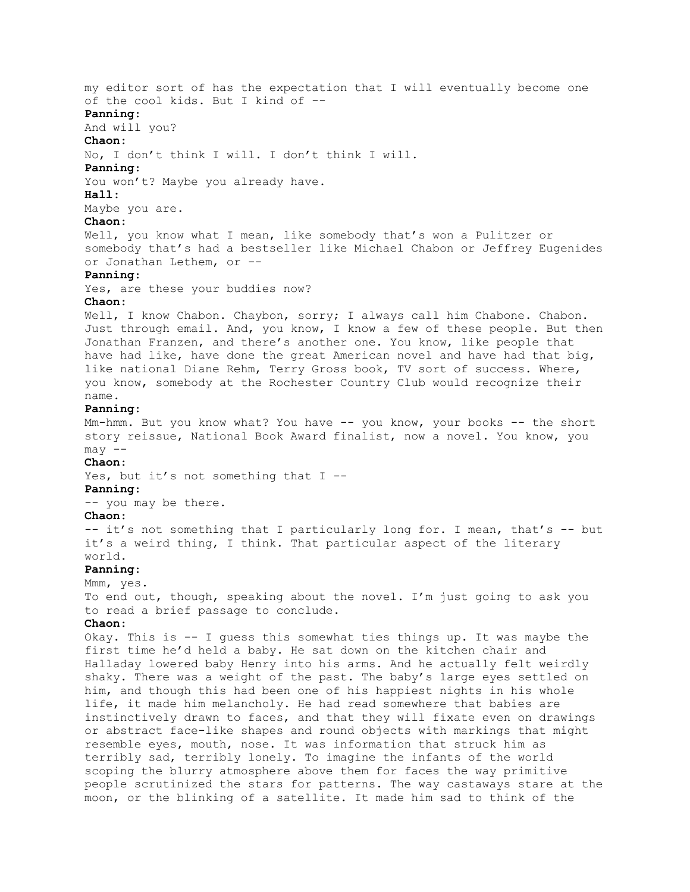my editor sort of has the expectation that I will eventually become one of the cool kids. But I kind of --

**Panning:**

And will you?

**Chaon:**

No, I don't think I will. I don't think I will.

**Panning:**

You won't? Maybe you already have.

**Hall:**

Maybe you are.

**Chaon:**

Well, you know what I mean, like somebody that's won a Pulitzer or somebody that's had a bestseller like Michael Chabon or Jeffrey Eugenides or Jonathan Lethem, or --

**Panning:**

Yes, are these your buddies now?

**Chaon:**

Well, I know Chabon. Chaybon, sorry; I always call him Chabone. Chabon. Just through email. And, you know, I know a few of these people. But then Jonathan Franzen, and there's another one. You know, like people that have had like, have done the great American novel and have had that big, like national Diane Rehm, Terry Gross book, TV sort of success. Where, you know, somebody at the Rochester Country Club would recognize their name.

**Panning:**

Mm-hmm. But you know what? You have -- you know, your books -- the short story reissue, National Book Award finalist, now a novel. You know, you may --

**Chaon:**

Yes, but it's not something that I --

**Panning:**

-- you may be there.

**Chaon:**

-- it's not something that I particularly long for. I mean, that's -- but it's a weird thing, I think. That particular aspect of the literary world.

**Panning:**

Mmm, yes.

To end out, though, speaking about the novel. I'm just going to ask you to read a brief passage to conclude.

**Chaon:**

Okay. This is -- I guess this somewhat ties things up. It was maybe the first time he'd held a baby. He sat down on the kitchen chair and Halladay lowered baby Henry into his arms. And he actually felt weirdly shaky. There was a weight of the past. The baby's large eyes settled on him, and though this had been one of his happiest nights in his whole life, it made him melancholy. He had read somewhere that babies are instinctively drawn to faces, and that they will fixate even on drawings or abstract face-like shapes and round objects with markings that might resemble eyes, mouth, nose. It was information that struck him as terribly sad, terribly lonely. To imagine the infants of the world scoping the blurry atmosphere above them for faces the way primitive people scrutinized the stars for patterns. The way castaways stare at the moon, or the blinking of a satellite. It made him sad to think of the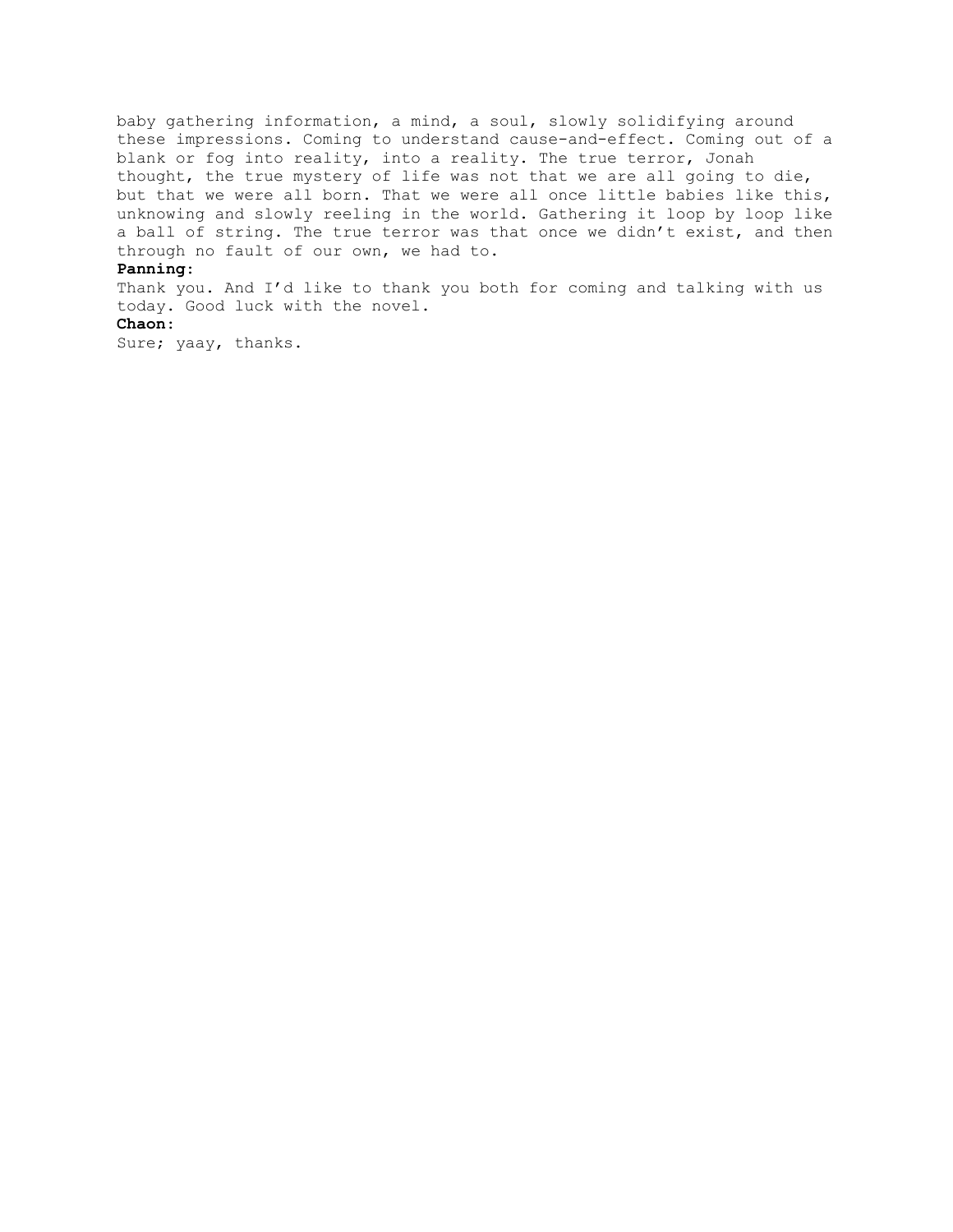baby gathering information, a mind, a soul, slowly solidifying around these impressions. Coming to understand cause-and-effect. Coming out of a blank or fog into reality, into a reality. The true terror, Jonah thought, the true mystery of life was not that we are all going to die, but that we were all born. That we were all once little babies like this, unknowing and slowly reeling in the world. Gathering it loop by loop like a ball of string. The true terror was that once we didn't exist, and then through no fault of our own, we had to.

**Panning:**

Thank you. And I'd like to thank you both for coming and talking with us today. Good luck with the novel.

**Chaon:**

Sure; yaay, thanks.